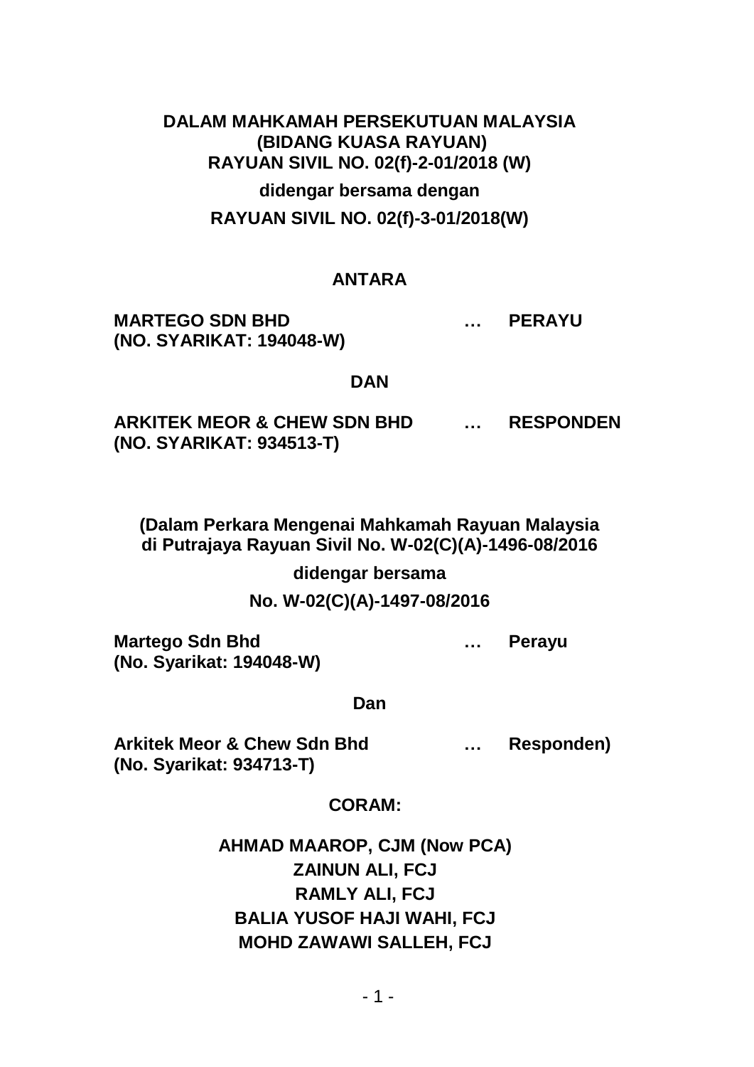**DALAM MAHKAMAH PERSEKUTUAN MALAYSIA**
**(BIDANG KUASA RAYUAN)**
**RAYUAN SIVIL NO. 02(f)-2-01/2018 (W)**

**didengar bersama dengan**

**RAYUAN SIVIL NO. 02(f)-3-01/2018(W)**

**ANTARA**

**MARTEGO SDN BHD** … **PERAYU**
**(NO. SYARIKAT: 194048-W)**

**DAN**

**ARKITEK MEOR & CHEW SDN BHD** … **RESPONDEN**
**(NO. SYARIKAT: 934513-T)**

**(Dalam Perkara Mengenai Mahkamah Rayuan Malaysia di Putrajaya Rayuan Sivil No. W-02(C)(A)-1496-08/2016**

**didengar bersama**

**No. W-02(C)(A)-1497-08/2016**

**Martego Sdn Bhd** … **Perayu**
**(No. Syarikat: 194048-W)**

**Dan**

**Arkitek Meor & Chew Sdn Bhd** … **Responden)**
**(No. Syarikat: 934713-T)**

**CORAM:**

**AHMAD MAAROP, CJM (Now PCA)**
**ZAINUN ALI, FCJ**
**RAMLY ALI, FCJ**
**BALIA YUSOF HAJI WAHI, FCJ**
**MOHD ZAWAWI SALLEH, FCJ**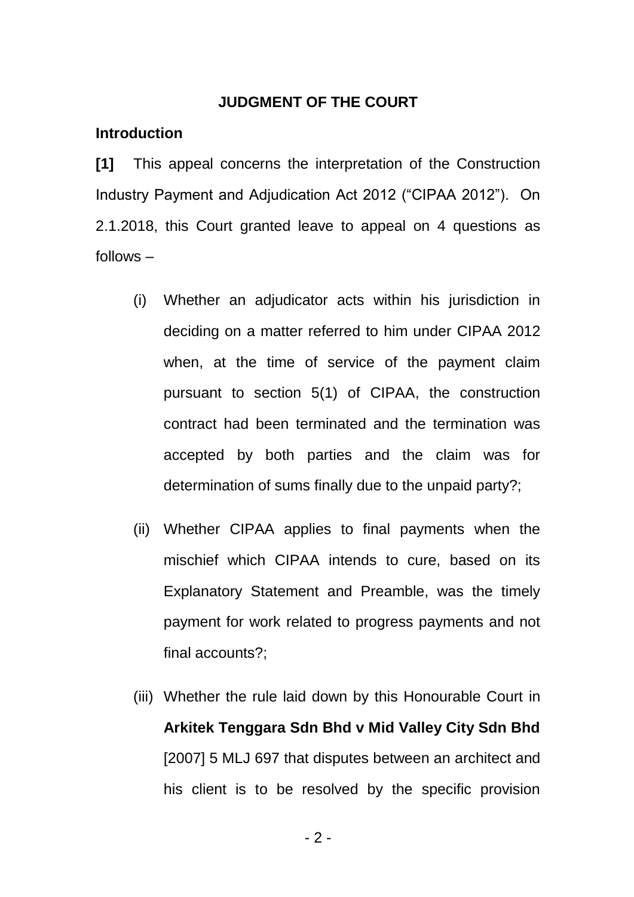**JUDGMENT OF THE COURT**

**Introduction**

**[1]** This appeal concerns the interpretation of the Construction Industry Payment and Adjudication Act 2012 ("CIPAA 2012"). On 2.1.2018, this Court granted leave to appeal on 4 questions as follows –

(i) Whether an adjudicator acts within his jurisdiction in deciding on a matter referred to him under CIPAA 2012 when, at the time of service of the payment claim pursuant to section 5(1) of CIPAA, the construction contract had been terminated and the termination was accepted by both parties and the claim was for determination of sums finally due to the unpaid party?;

(ii) Whether CIPAA applies to final payments when the mischief which CIPAA intends to cure, based on its Explanatory Statement and Preamble, was the timely payment for work related to progress payments and not final accounts?;

(iii) Whether the rule laid down by this Honourable Court in **Arkitek Tenggara Sdn Bhd v Mid Valley City Sdn Bhd** [2007] 5 MLJ 697 that disputes between an architect and his client is to be resolved by the specific provision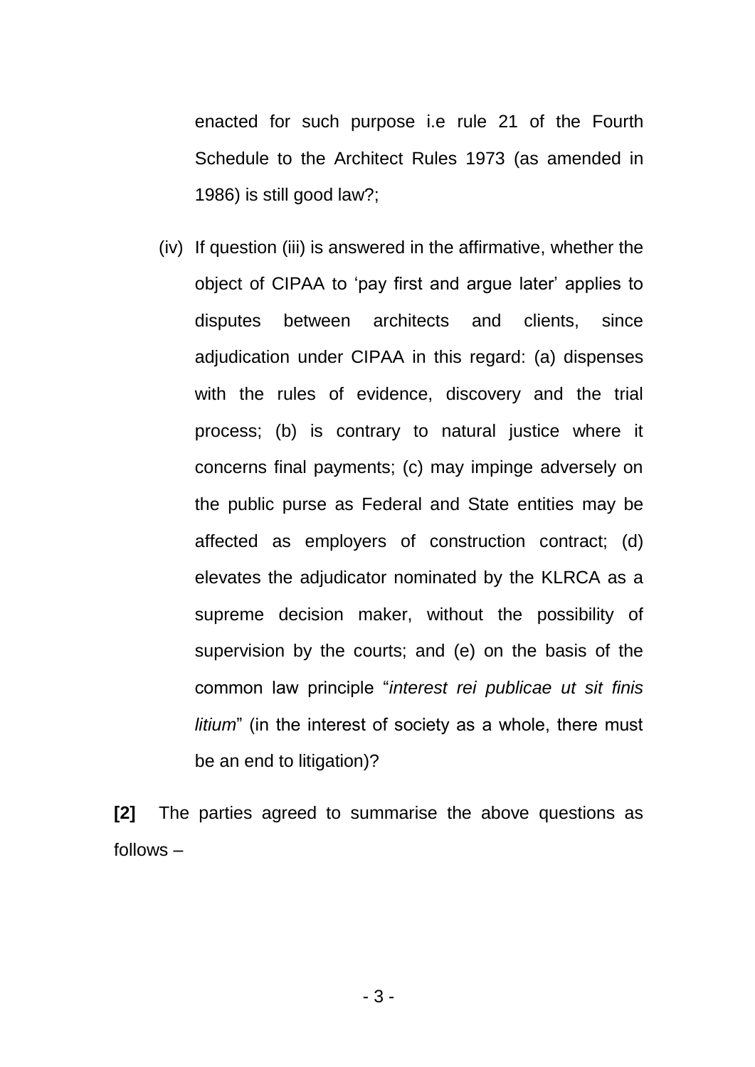enacted for such purpose i.e rule 21 of the Fourth Schedule to the Architect Rules 1973 (as amended in 1986) is still good law?;

(iv) If question (iii) is answered in the affirmative, whether the object of CIPAA to 'pay first and argue later' applies to disputes between architects and clients, since adjudication under CIPAA in this regard: (a) dispenses with the rules of evidence, discovery and the trial process; (b) is contrary to natural justice where it concerns final payments; (c) may impinge adversely on the public purse as Federal and State entities may be affected as employers of construction contract; (d) elevates the adjudicator nominated by the KLRCA as a supreme decision maker, without the possibility of supervision by the courts; and (e) on the basis of the common law principle "*interest rei publicae ut sit finis litium*" (in the interest of society as a whole, there must be an end to litigation)?

**[2]** The parties agreed to summarise the above questions as follows –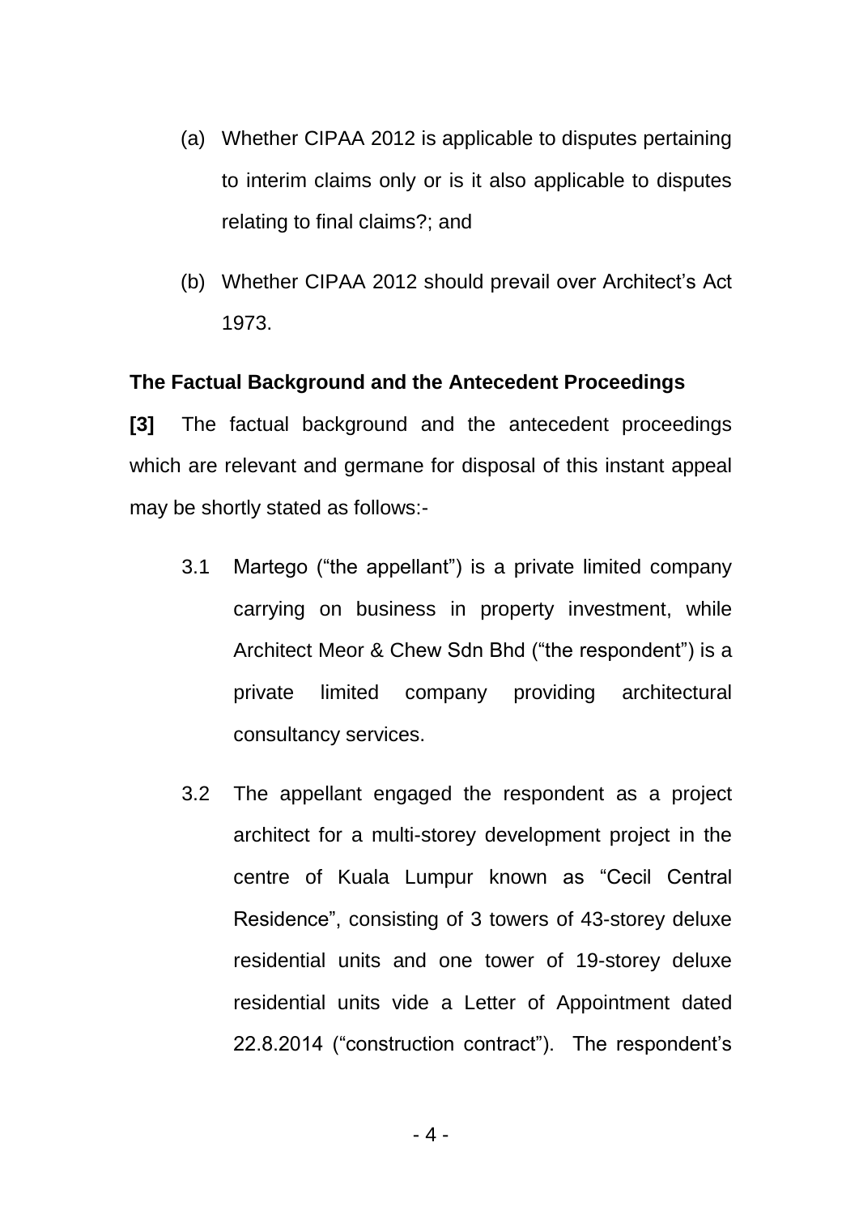(a) Whether CIPAA 2012 is applicable to disputes pertaining to interim claims only or is it also applicable to disputes relating to final claims?; and

(b) Whether CIPAA 2012 should prevail over Architect's Act 1973.

**The Factual Background and the Antecedent Proceedings**

**[3]** The factual background and the antecedent proceedings which are relevant and germane for disposal of this instant appeal may be shortly stated as follows:-

3.1 Martego ("the appellant") is a private limited company carrying on business in property investment, while Architect Meor & Chew Sdn Bhd ("the respondent") is a private limited company providing architectural consultancy services.

3.2 The appellant engaged the respondent as a project architect for a multi-storey development project in the centre of Kuala Lumpur known as "Cecil Central Residence", consisting of 3 towers of 43-storey deluxe residential units and one tower of 19-storey deluxe residential units vide a Letter of Appointment dated 22.8.2014 ("construction contract"). The respondent's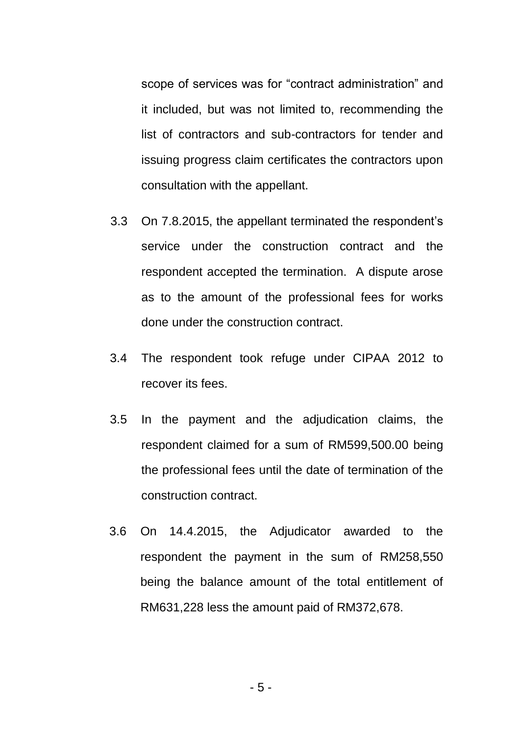scope of services was for "contract administration" and it included, but was not limited to, recommending the list of contractors and sub-contractors for tender and issuing progress claim certificates the contractors upon consultation with the appellant.

3.3 On 7.8.2015, the appellant terminated the respondent's service under the construction contract and the respondent accepted the termination. A dispute arose as to the amount of the professional fees for works done under the construction contract.

3.4 The respondent took refuge under CIPAA 2012 to recover its fees.

3.5 In the payment and the adjudication claims, the respondent claimed for a sum of RM599,500.00 being the professional fees until the date of termination of the construction contract.

3.6 On 14.4.2015, the Adjudicator awarded to the respondent the payment in the sum of RM258,550 being the balance amount of the total entitlement of RM631,228 less the amount paid of RM372,678.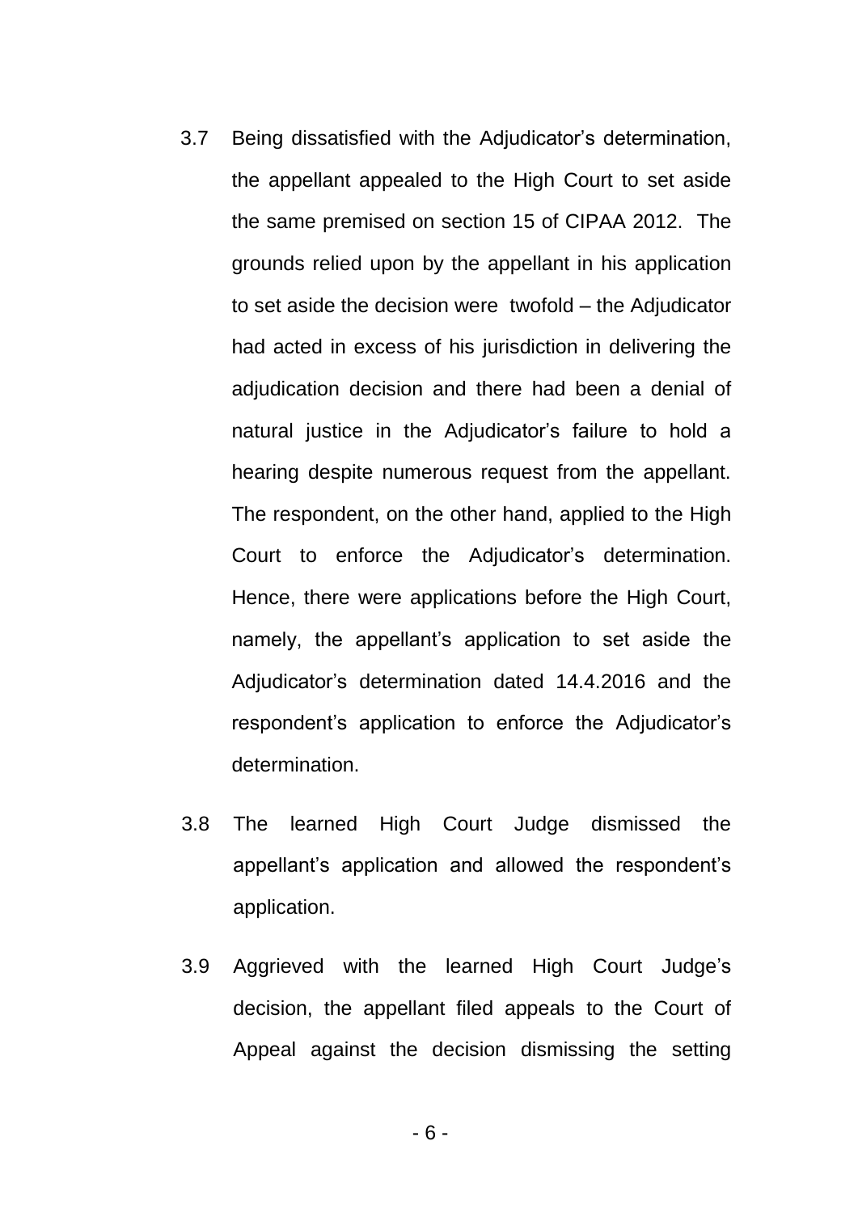3.7 Being dissatisfied with the Adjudicator's determination, the appellant appealed to the High Court to set aside the same premised on section 15 of CIPAA 2012. The grounds relied upon by the appellant in his application to set aside the decision were twofold – the Adjudicator had acted in excess of his jurisdiction in delivering the adjudication decision and there had been a denial of natural justice in the Adjudicator's failure to hold a hearing despite numerous request from the appellant. The respondent, on the other hand, applied to the High Court to enforce the Adjudicator's determination. Hence, there were applications before the High Court, namely, the appellant's application to set aside the Adjudicator's determination dated 14.4.2016 and the respondent's application to enforce the Adjudicator's determination.

3.8 The learned High Court Judge dismissed the appellant's application and allowed the respondent's application.

3.9 Aggrieved with the learned High Court Judge's decision, the appellant filed appeals to the Court of Appeal against the decision dismissing the setting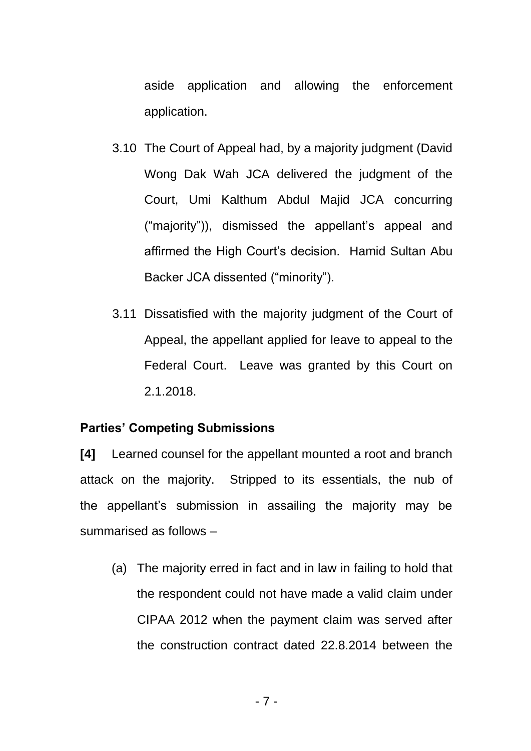aside application and allowing the enforcement application.

3.10 The Court of Appeal had, by a majority judgment (David Wong Dak Wah JCA delivered the judgment of the Court, Umi Kalthum Abdul Majid JCA concurring ("majority")), dismissed the appellant's appeal and affirmed the High Court's decision. Hamid Sultan Abu Backer JCA dissented ("minority").

3.11 Dissatisfied with the majority judgment of the Court of Appeal, the appellant applied for leave to appeal to the Federal Court. Leave was granted by this Court on 2.1.2018.

**Parties' Competing Submissions**

**[4]** Learned counsel for the appellant mounted a root and branch attack on the majority. Stripped to its essentials, the nub of the appellant's submission in assailing the majority may be summarised as follows –

(a) The majority erred in fact and in law in failing to hold that the respondent could not have made a valid claim under CIPAA 2012 when the payment claim was served after the construction contract dated 22.8.2014 between the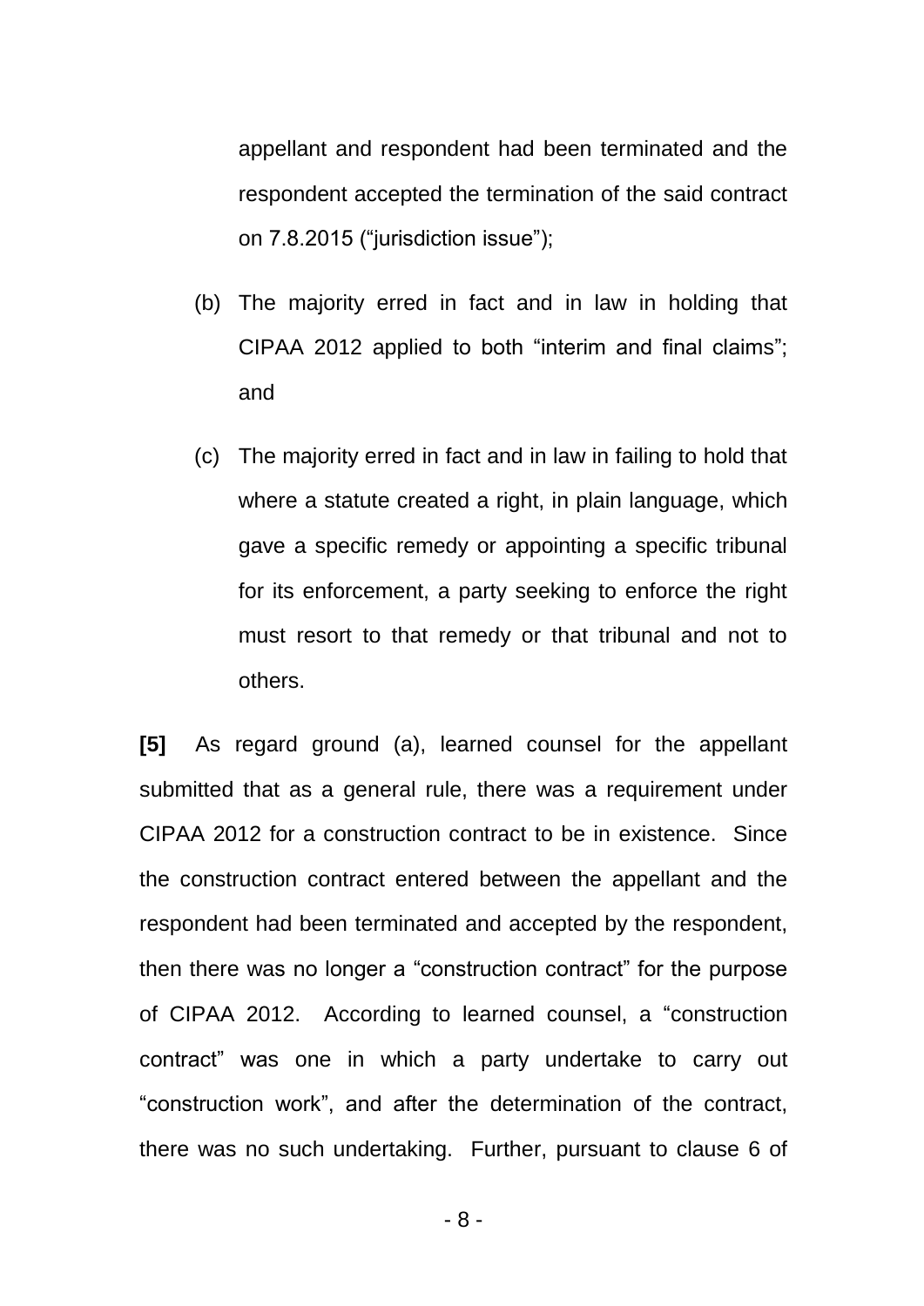appellant and respondent had been terminated and the respondent accepted the termination of the said contract on 7.8.2015 ("jurisdiction issue");

(b) The majority erred in fact and in law in holding that CIPAA 2012 applied to both "interim and final claims"; and

(c) The majority erred in fact and in law in failing to hold that where a statute created a right, in plain language, which gave a specific remedy or appointing a specific tribunal for its enforcement, a party seeking to enforce the right must resort to that remedy or that tribunal and not to others.

**[5]** As regard ground (a), learned counsel for the appellant submitted that as a general rule, there was a requirement under CIPAA 2012 for a construction contract to be in existence. Since the construction contract entered between the appellant and the respondent had been terminated and accepted by the respondent, then there was no longer a "construction contract" for the purpose of CIPAA 2012. According to learned counsel, a "construction contract" was one in which a party undertake to carry out "construction work", and after the determination of the contract, there was no such undertaking. Further, pursuant to clause 6 of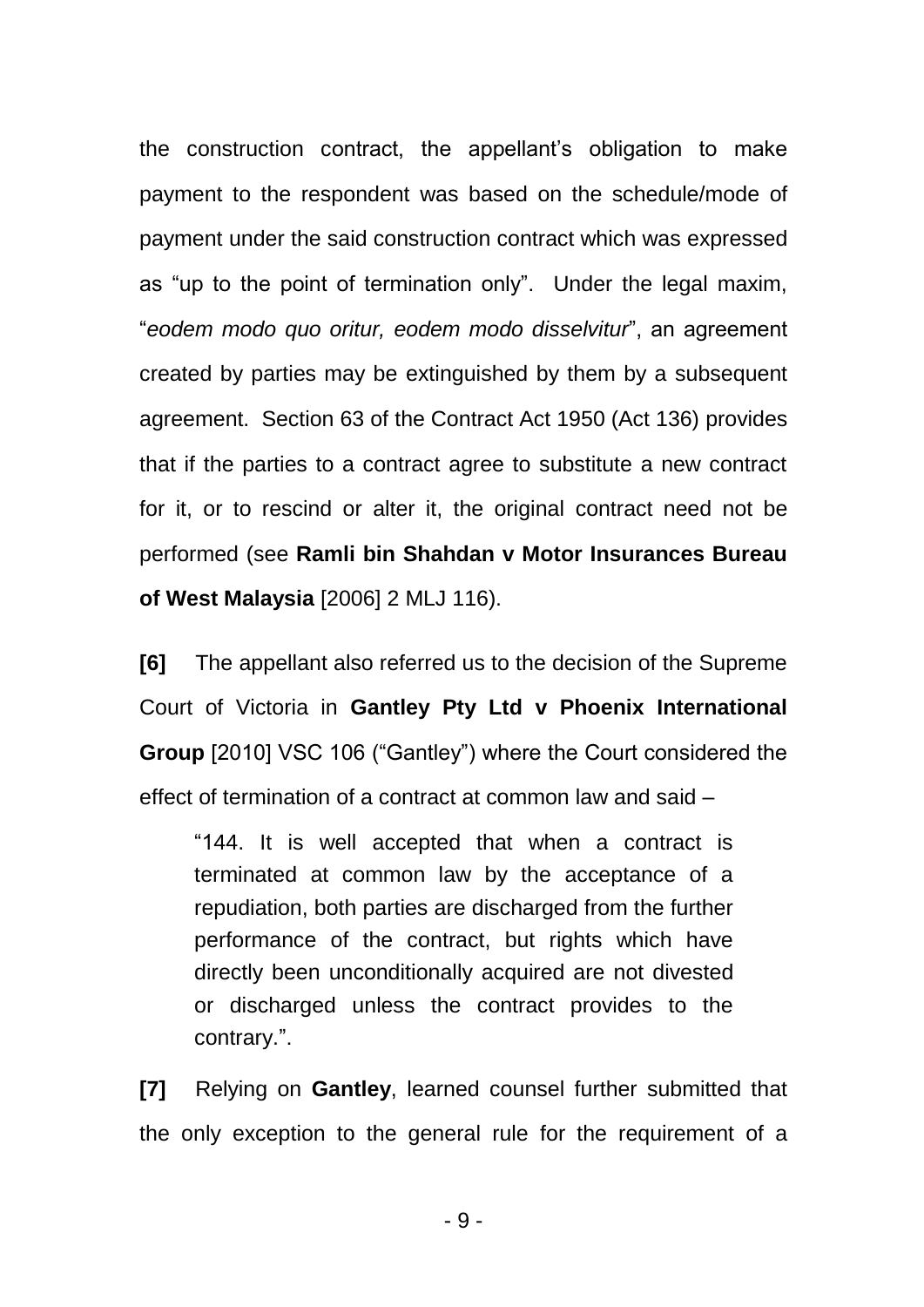the construction contract, the appellant's obligation to make payment to the respondent was based on the schedule/mode of payment under the said construction contract which was expressed as "up to the point of termination only". Under the legal maxim, "*eodem modo quo oritur, eodem modo disselvitur*", an agreement created by parties may be extinguished by them by a subsequent agreement. Section 63 of the Contract Act 1950 (Act 136) provides that if the parties to a contract agree to substitute a new contract for it, or to rescind or alter it, the original contract need not be performed (see **Ramli bin Shahdan v Motor Insurances Bureau of West Malaysia** [2006] 2 MLJ 116).

**[6]** The appellant also referred us to the decision of the Supreme Court of Victoria in **Gantley Pty Ltd v Phoenix International Group** [2010] VSC 106 ("Gantley") where the Court considered the effect of termination of a contract at common law and said –

> "144. It is well accepted that when a contract is terminated at common law by the acceptance of a repudiation, both parties are discharged from the further performance of the contract, but rights which have directly been unconditionally acquired are not divested or discharged unless the contract provides to the contrary.".

**[7]** Relying on **Gantley**, learned counsel further submitted that the only exception to the general rule for the requirement of a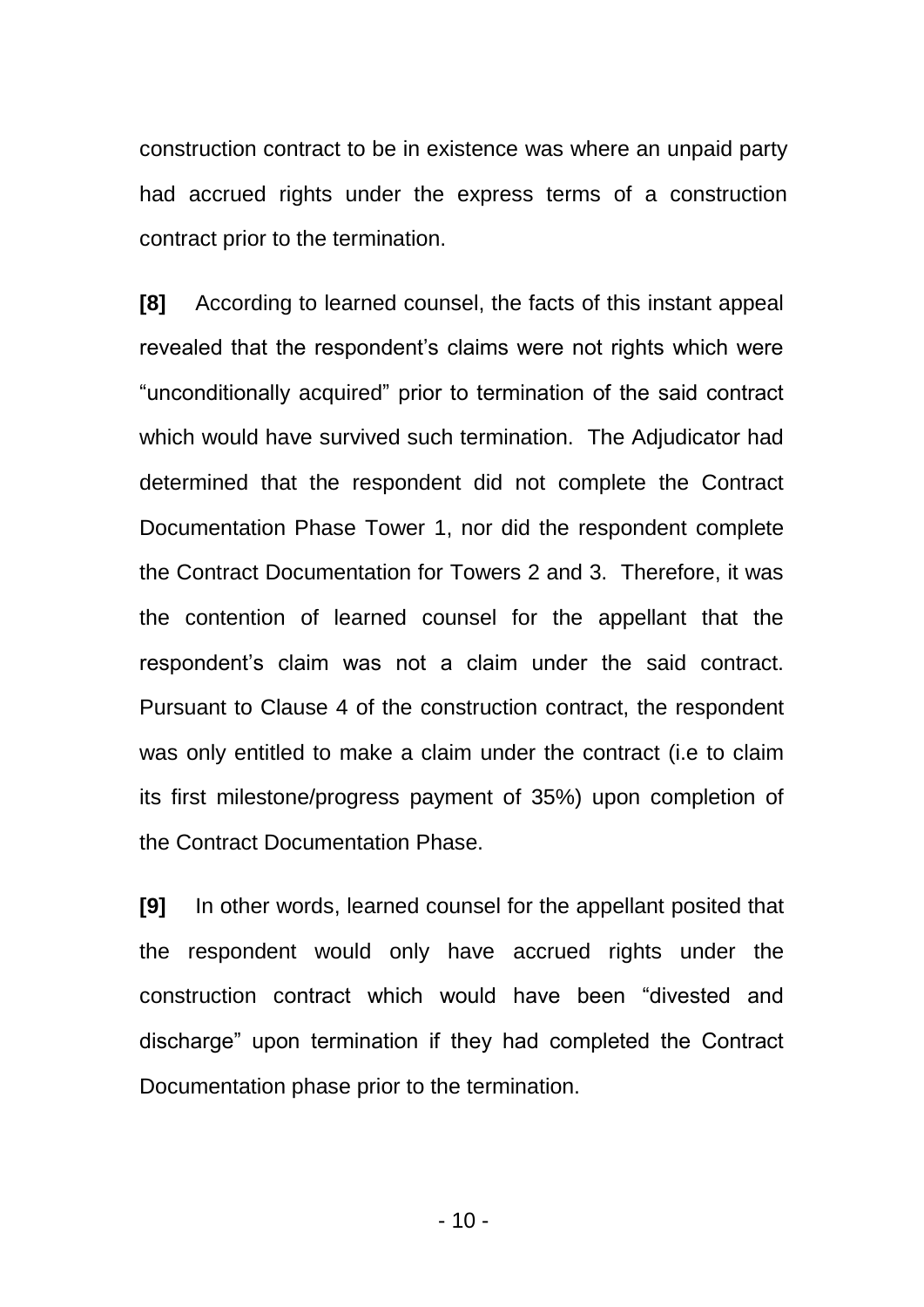construction contract to be in existence was where an unpaid party had accrued rights under the express terms of a construction contract prior to the termination.

**[8]** According to learned counsel, the facts of this instant appeal revealed that the respondent's claims were not rights which were "unconditionally acquired" prior to termination of the said contract which would have survived such termination. The Adjudicator had determined that the respondent did not complete the Contract Documentation Phase Tower 1, nor did the respondent complete the Contract Documentation for Towers 2 and 3. Therefore, it was the contention of learned counsel for the appellant that the respondent's claim was not a claim under the said contract. Pursuant to Clause 4 of the construction contract, the respondent was only entitled to make a claim under the contract (i.e to claim its first milestone/progress payment of 35%) upon completion of the Contract Documentation Phase.

**[9]** In other words, learned counsel for the appellant posited that the respondent would only have accrued rights under the construction contract which would have been "divested and discharge" upon termination if they had completed the Contract Documentation phase prior to the termination.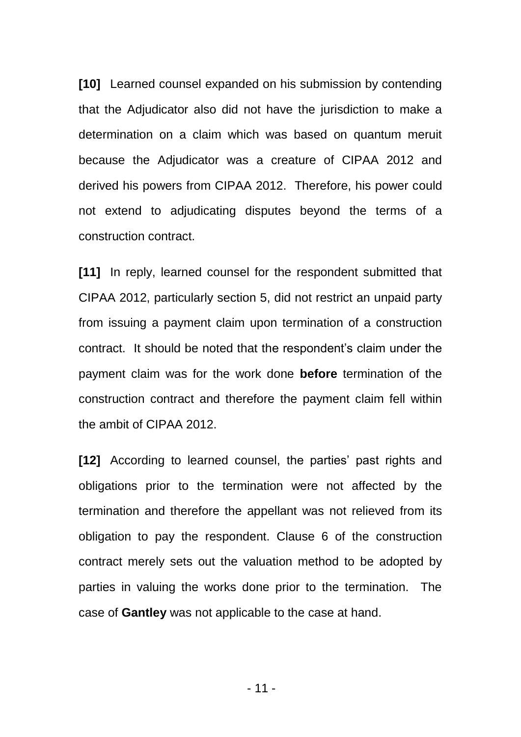**[10]** Learned counsel expanded on his submission by contending that the Adjudicator also did not have the jurisdiction to make a determination on a claim which was based on quantum meruit because the Adjudicator was a creature of CIPAA 2012 and derived his powers from CIPAA 2012. Therefore, his power could not extend to adjudicating disputes beyond the terms of a construction contract.

**[11]** In reply, learned counsel for the respondent submitted that CIPAA 2012, particularly section 5, did not restrict an unpaid party from issuing a payment claim upon termination of a construction contract. It should be noted that the respondent's claim under the payment claim was for the work done **before** termination of the construction contract and therefore the payment claim fell within the ambit of CIPAA 2012.

**[12]** According to learned counsel, the parties' past rights and obligations prior to the termination were not affected by the termination and therefore the appellant was not relieved from its obligation to pay the respondent. Clause 6 of the construction contract merely sets out the valuation method to be adopted by parties in valuing the works done prior to the termination. The case of **Gantley** was not applicable to the case at hand.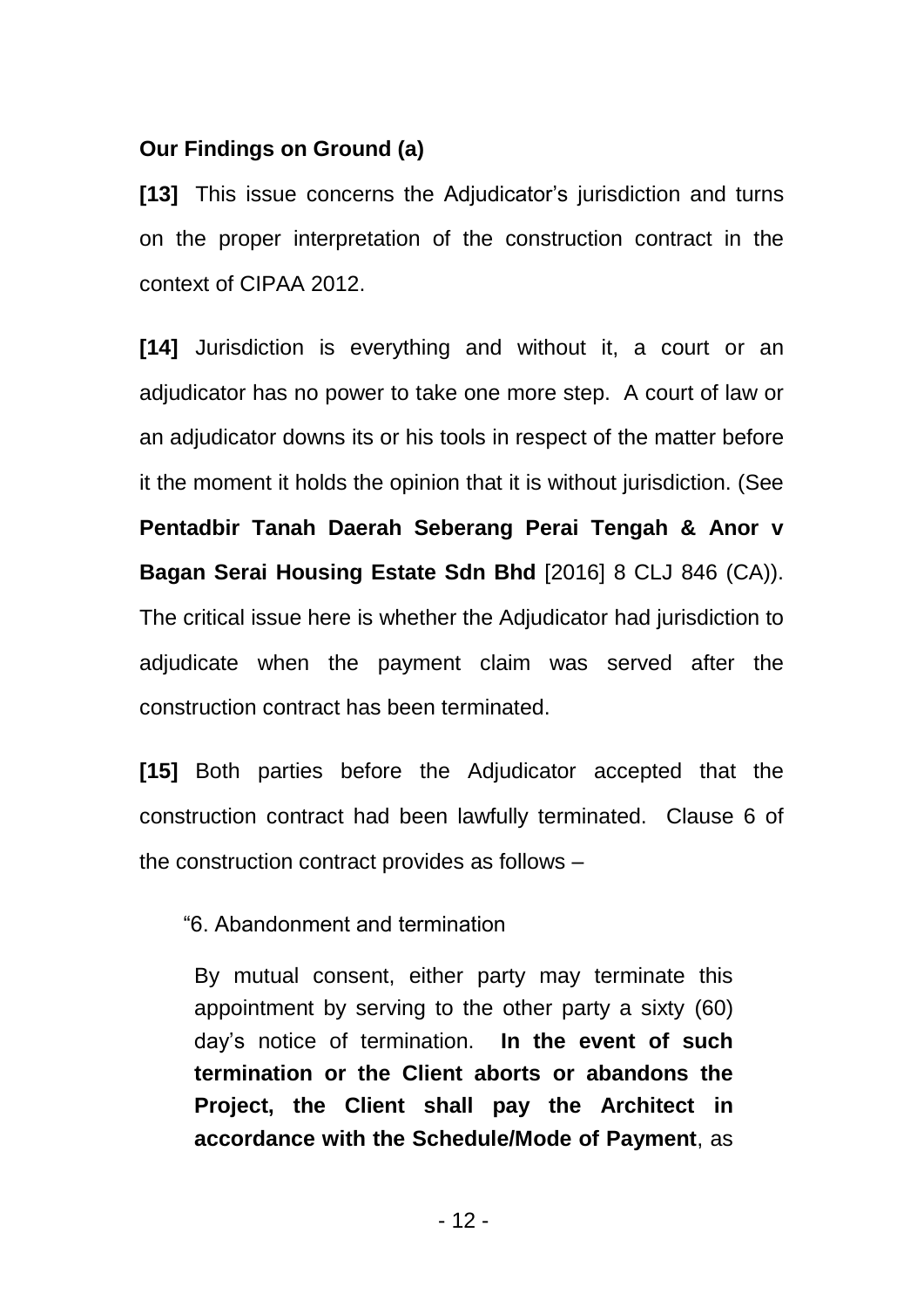**Our Findings on Ground (a)**

**[13]** This issue concerns the Adjudicator's jurisdiction and turns on the proper interpretation of the construction contract in the context of CIPAA 2012.

**[14]** Jurisdiction is everything and without it, a court or an adjudicator has no power to take one more step. A court of law or an adjudicator downs its or his tools in respect of the matter before it the moment it holds the opinion that it is without jurisdiction. (See **Pentadbir Tanah Daerah Seberang Perai Tengah & Anor v Bagan Serai Housing Estate Sdn Bhd** [2016] 8 CLJ 846 (CA)). The critical issue here is whether the Adjudicator had jurisdiction to adjudicate when the payment claim was served after the construction contract has been terminated.

**[15]** Both parties before the Adjudicator accepted that the construction contract had been lawfully terminated. Clause 6 of the construction contract provides as follows –

> "6. Abandonment and termination
>
> By mutual consent, either party may terminate this appointment by serving to the other party a sixty (60) day's notice of termination. **In the event of such termination or the Client aborts or abandons the Project, the Client shall pay the Architect in accordance with the Schedule/Mode of Payment**, as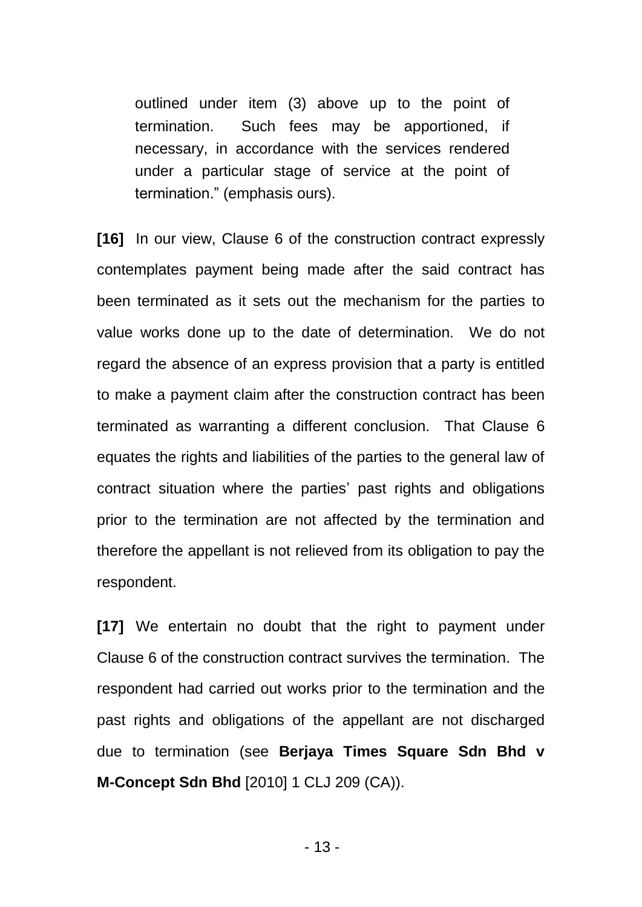> outlined under item (3) above up to the point of termination. Such fees may be apportioned, if necessary, in accordance with the services rendered under a particular stage of service at the point of termination." (emphasis ours).

**[16]** In our view, Clause 6 of the construction contract expressly contemplates payment being made after the said contract has been terminated as it sets out the mechanism for the parties to value works done up to the date of determination. We do not regard the absence of an express provision that a party is entitled to make a payment claim after the construction contract has been terminated as warranting a different conclusion. That Clause 6 equates the rights and liabilities of the parties to the general law of contract situation where the parties' past rights and obligations prior to the termination are not affected by the termination and therefore the appellant is not relieved from its obligation to pay the respondent.

**[17]** We entertain no doubt that the right to payment under Clause 6 of the construction contract survives the termination. The respondent had carried out works prior to the termination and the past rights and obligations of the appellant are not discharged due to termination (see **Berjaya Times Square Sdn Bhd v M-Concept Sdn Bhd** [2010] 1 CLJ 209 (CA)).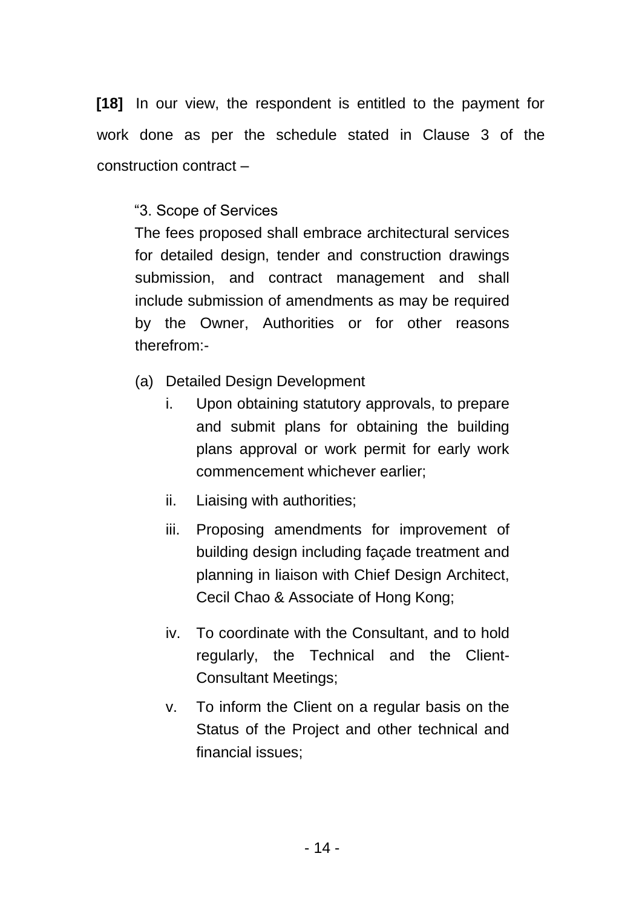**[18]** In our view, the respondent is entitled to the payment for work done as per the schedule stated in Clause 3 of the construction contract –

> "3. Scope of Services
>
> The fees proposed shall embrace architectural services for detailed design, tender and construction drawings submission, and contract management and shall include submission of amendments as may be required by the Owner, Authorities or for other reasons therefrom:-
>
> (a) Detailed Design Development
>
> i. Upon obtaining statutory approvals, to prepare and submit plans for obtaining the building plans approval or work permit for early work commencement whichever earlier;
>
> ii. Liaising with authorities;
>
> iii. Proposing amendments for improvement of building design including façade treatment and planning in liaison with Chief Design Architect, Cecil Chao & Associate of Hong Kong;
>
> iv. To coordinate with the Consultant, and to hold regularly, the Technical and the Client-Consultant Meetings;
>
> v. To inform the Client on a regular basis on the Status of the Project and other technical and financial issues;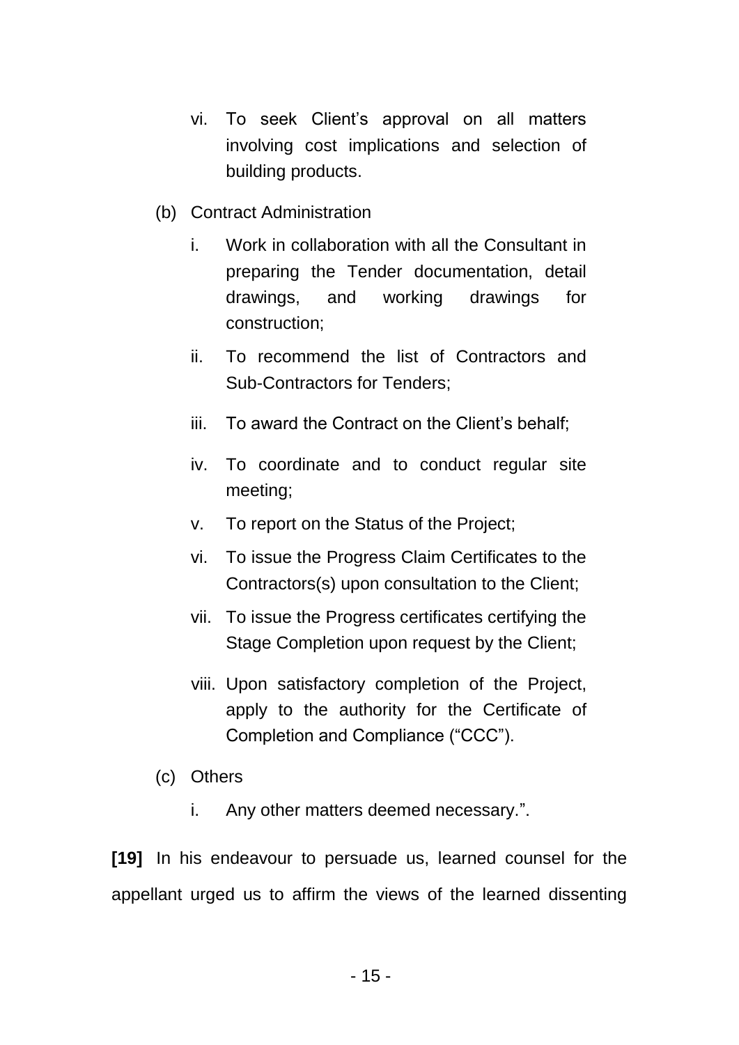vi. To seek Client's approval on all matters involving cost implications and selection of building products.

(b) Contract Administration

i. Work in collaboration with all the Consultant in preparing the Tender documentation, detail drawings, and working drawings for construction;

ii. To recommend the list of Contractors and Sub-Contractors for Tenders;

iii. To award the Contract on the Client's behalf;

iv. To coordinate and to conduct regular site meeting;

v. To report on the Status of the Project;

vi. To issue the Progress Claim Certificates to the Contractors(s) upon consultation to the Client;

vii. To issue the Progress certificates certifying the Stage Completion upon request by the Client;

viii. Upon satisfactory completion of the Project, apply to the authority for the Certificate of Completion and Compliance ("CCC").

(c) Others

i. Any other matters deemed necessary.".

**[19]** In his endeavour to persuade us, learned counsel for the appellant urged us to affirm the views of the learned dissenting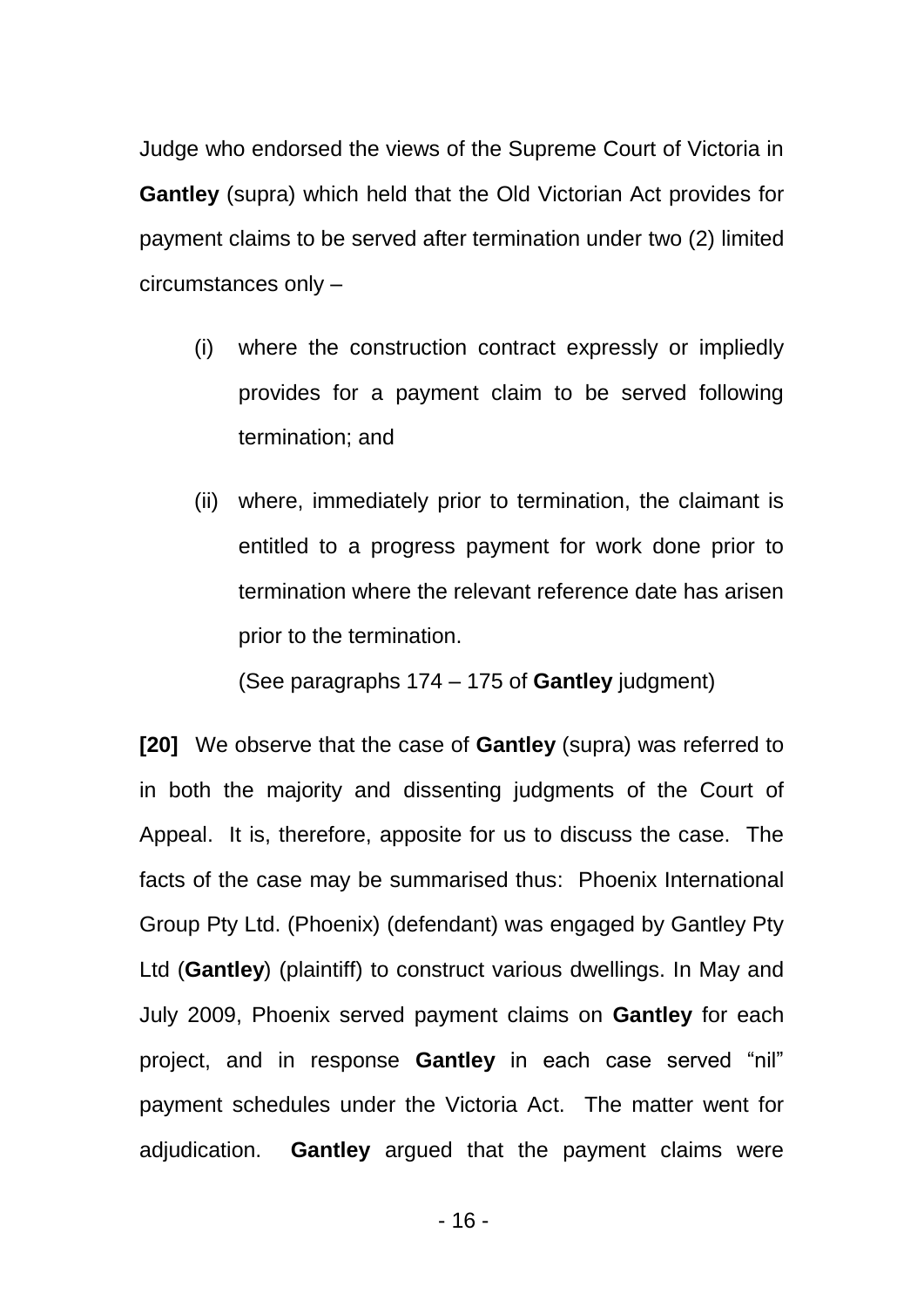Judge who endorsed the views of the Supreme Court of Victoria in **Gantley** (supra) which held that the Old Victorian Act provides for payment claims to be served after termination under two (2) limited circumstances only –

(i) where the construction contract expressly or impliedly provides for a payment claim to be served following termination; and

(ii) where, immediately prior to termination, the claimant is entitled to a progress payment for work done prior to termination where the relevant reference date has arisen prior to the termination.

(See paragraphs 174 – 175 of **Gantley** judgment)

**[20]** We observe that the case of **Gantley** (supra) was referred to in both the majority and dissenting judgments of the Court of Appeal. It is, therefore, apposite for us to discuss the case. The facts of the case may be summarised thus: Phoenix International Group Pty Ltd. (Phoenix) (defendant) was engaged by Gantley Pty Ltd (**Gantley**) (plaintiff) to construct various dwellings. In May and July 2009, Phoenix served payment claims on **Gantley** for each project, and in response **Gantley** in each case served "nil" payment schedules under the Victoria Act. The matter went for adjudication. **Gantley** argued that the payment claims were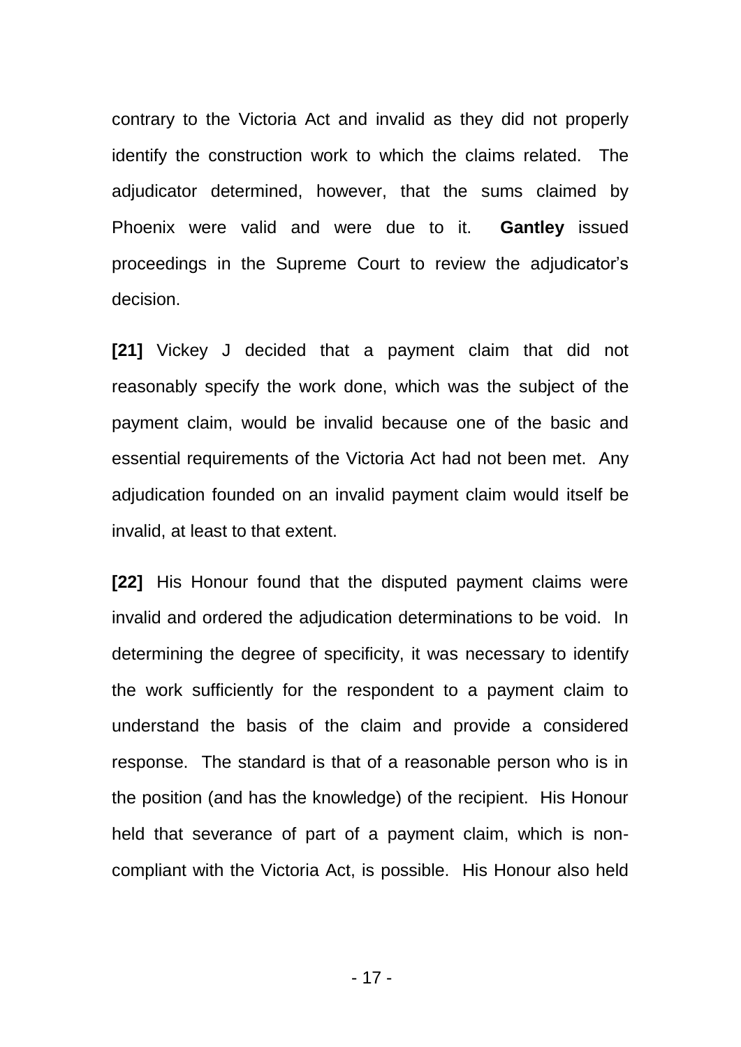contrary to the Victoria Act and invalid as they did not properly identify the construction work to which the claims related. The adjudicator determined, however, that the sums claimed by Phoenix were valid and were due to it. **Gantley** issued proceedings in the Supreme Court to review the adjudicator's decision.

**[21]** Vickey J decided that a payment claim that did not reasonably specify the work done, which was the subject of the payment claim, would be invalid because one of the basic and essential requirements of the Victoria Act had not been met. Any adjudication founded on an invalid payment claim would itself be invalid, at least to that extent.

**[22]** His Honour found that the disputed payment claims were invalid and ordered the adjudication determinations to be void. In determining the degree of specificity, it was necessary to identify the work sufficiently for the respondent to a payment claim to understand the basis of the claim and provide a considered response. The standard is that of a reasonable person who is in the position (and has the knowledge) of the recipient. His Honour held that severance of part of a payment claim, which is non-compliant with the Victoria Act, is possible. His Honour also held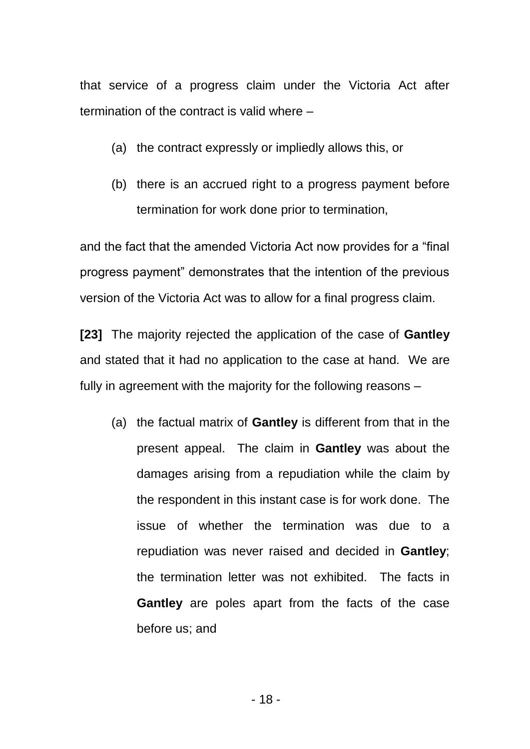that service of a progress claim under the Victoria Act after termination of the contract is valid where –

(a) the contract expressly or impliedly allows this, or

(b) there is an accrued right to a progress payment before termination for work done prior to termination,

and the fact that the amended Victoria Act now provides for a "final progress payment" demonstrates that the intention of the previous version of the Victoria Act was to allow for a final progress claim.

**[23]** The majority rejected the application of the case of **Gantley** and stated that it had no application to the case at hand. We are fully in agreement with the majority for the following reasons –

(a) the factual matrix of **Gantley** is different from that in the present appeal. The claim in **Gantley** was about the damages arising from a repudiation while the claim by the respondent in this instant case is for work done. The issue of whether the termination was due to a repudiation was never raised and decided in **Gantley**; the termination letter was not exhibited. The facts in **Gantley** are poles apart from the facts of the case before us; and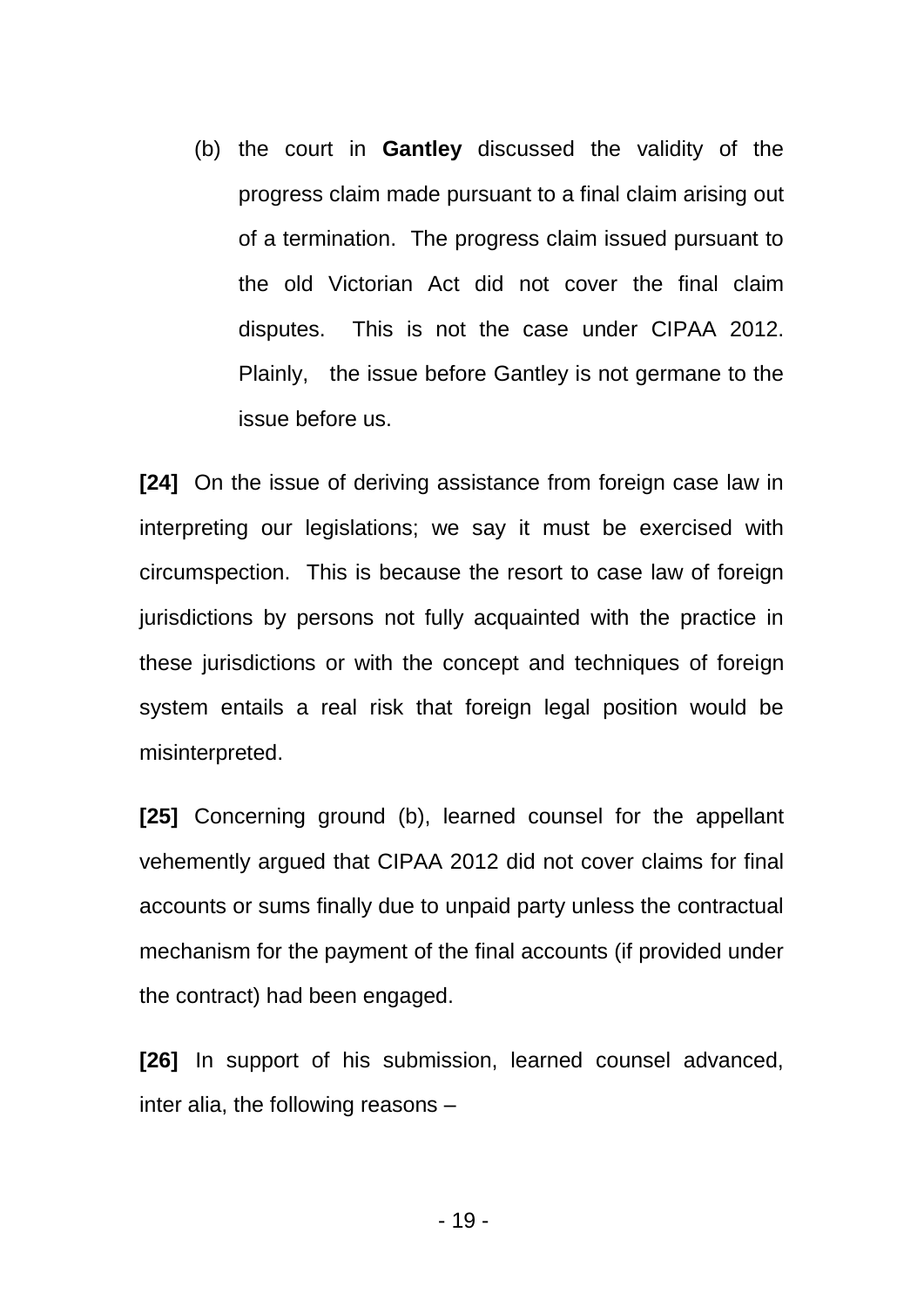(b) the court in **Gantley** discussed the validity of the progress claim made pursuant to a final claim arising out of a termination. The progress claim issued pursuant to the old Victorian Act did not cover the final claim disputes. This is not the case under CIPAA 2012. Plainly, the issue before Gantley is not germane to the issue before us.

**[24]** On the issue of deriving assistance from foreign case law in interpreting our legislations; we say it must be exercised with circumspection. This is because the resort to case law of foreign jurisdictions by persons not fully acquainted with the practice in these jurisdictions or with the concept and techniques of foreign system entails a real risk that foreign legal position would be misinterpreted.

**[25]** Concerning ground (b), learned counsel for the appellant vehemently argued that CIPAA 2012 did not cover claims for final accounts or sums finally due to unpaid party unless the contractual mechanism for the payment of the final accounts (if provided under the contract) had been engaged.

**[26]** In support of his submission, learned counsel advanced, inter alia, the following reasons –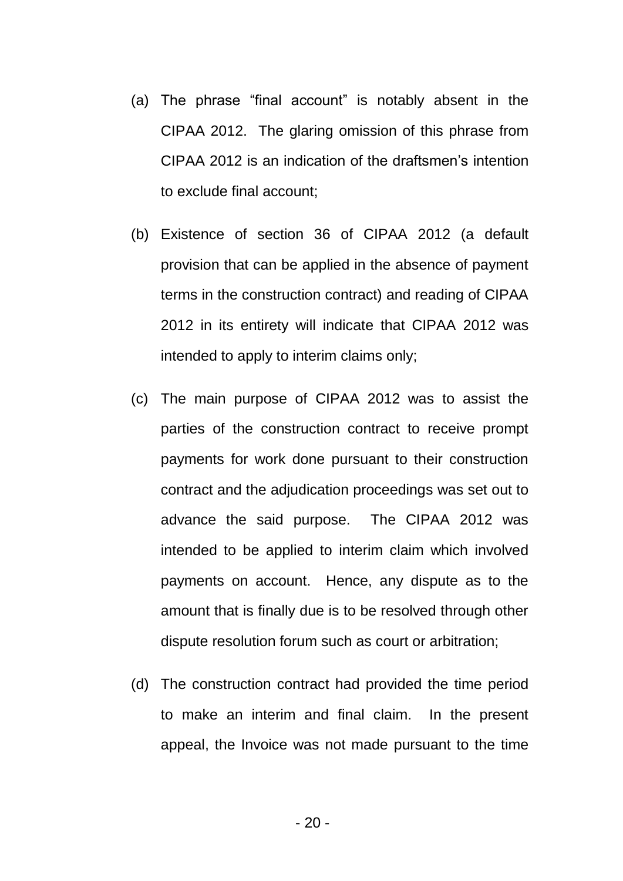(a) The phrase "final account" is notably absent in the CIPAA 2012. The glaring omission of this phrase from CIPAA 2012 is an indication of the draftsmen's intention to exclude final account;

(b) Existence of section 36 of CIPAA 2012 (a default provision that can be applied in the absence of payment terms in the construction contract) and reading of CIPAA 2012 in its entirety will indicate that CIPAA 2012 was intended to apply to interim claims only;

(c) The main purpose of CIPAA 2012 was to assist the parties of the construction contract to receive prompt payments for work done pursuant to their construction contract and the adjudication proceedings was set out to advance the said purpose. The CIPAA 2012 was intended to be applied to interim claim which involved payments on account. Hence, any dispute as to the amount that is finally due is to be resolved through other dispute resolution forum such as court or arbitration;

(d) The construction contract had provided the time period to make an interim and final claim. In the present appeal, the Invoice was not made pursuant to the time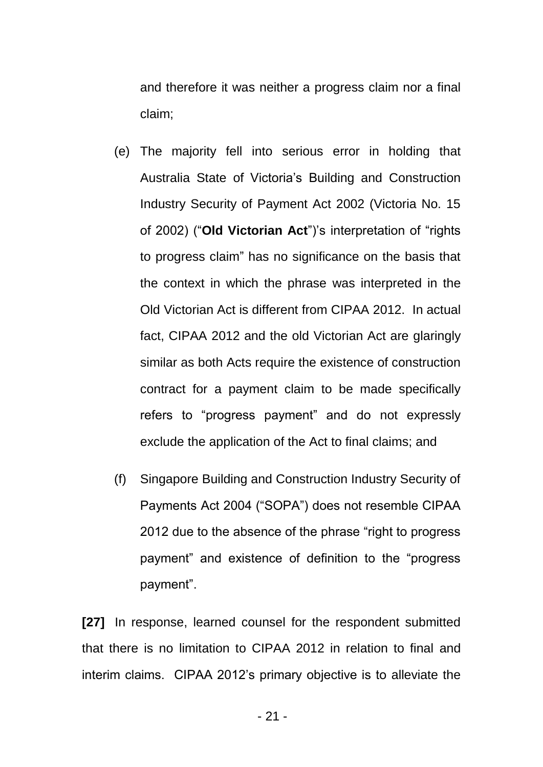and therefore it was neither a progress claim nor a final claim;

(e) The majority fell into serious error in holding that Australia State of Victoria's Building and Construction Industry Security of Payment Act 2002 (Victoria No. 15 of 2002) ("**Old Victorian Act**")'s interpretation of "rights to progress claim" has no significance on the basis that the context in which the phrase was interpreted in the Old Victorian Act is different from CIPAA 2012. In actual fact, CIPAA 2012 and the old Victorian Act are glaringly similar as both Acts require the existence of construction contract for a payment claim to be made specifically refers to "progress payment" and do not expressly exclude the application of the Act to final claims; and

(f) Singapore Building and Construction Industry Security of Payments Act 2004 ("SOPA") does not resemble CIPAA 2012 due to the absence of the phrase "right to progress payment" and existence of definition to the "progress payment".

**[27]** In response, learned counsel for the respondent submitted that there is no limitation to CIPAA 2012 in relation to final and interim claims. CIPAA 2012's primary objective is to alleviate the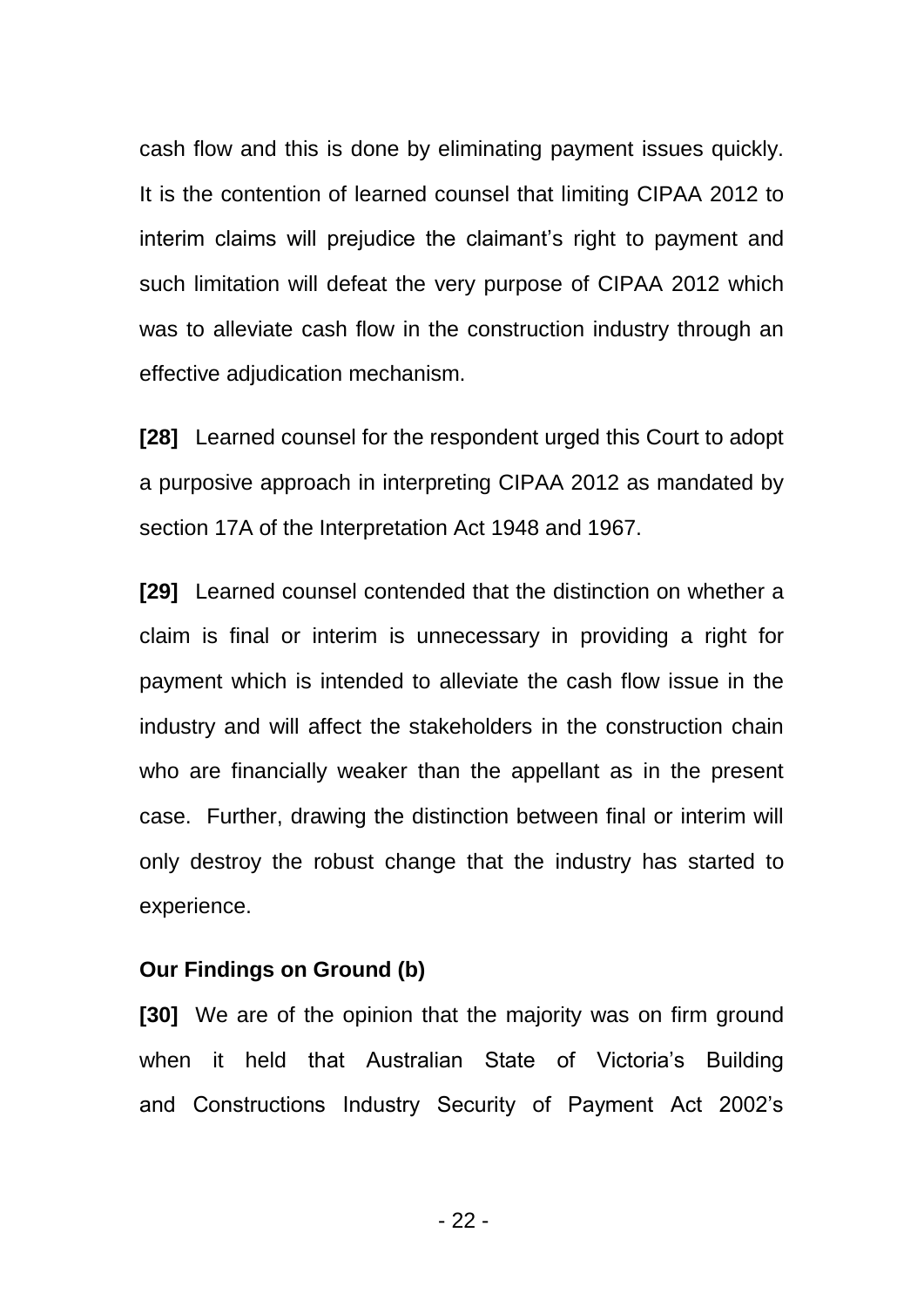cash flow and this is done by eliminating payment issues quickly. It is the contention of learned counsel that limiting CIPAA 2012 to interim claims will prejudice the claimant's right to payment and such limitation will defeat the very purpose of CIPAA 2012 which was to alleviate cash flow in the construction industry through an effective adjudication mechanism.

**[28]** Learned counsel for the respondent urged this Court to adopt a purposive approach in interpreting CIPAA 2012 as mandated by section 17A of the Interpretation Act 1948 and 1967.

**[29]** Learned counsel contended that the distinction on whether a claim is final or interim is unnecessary in providing a right for payment which is intended to alleviate the cash flow issue in the industry and will affect the stakeholders in the construction chain who are financially weaker than the appellant as in the present case. Further, drawing the distinction between final or interim will only destroy the robust change that the industry has started to experience.

**Our Findings on Ground (b)**

**[30]** We are of the opinion that the majority was on firm ground when it held that Australian State of Victoria's Building and Constructions Industry Security of Payment Act 2002's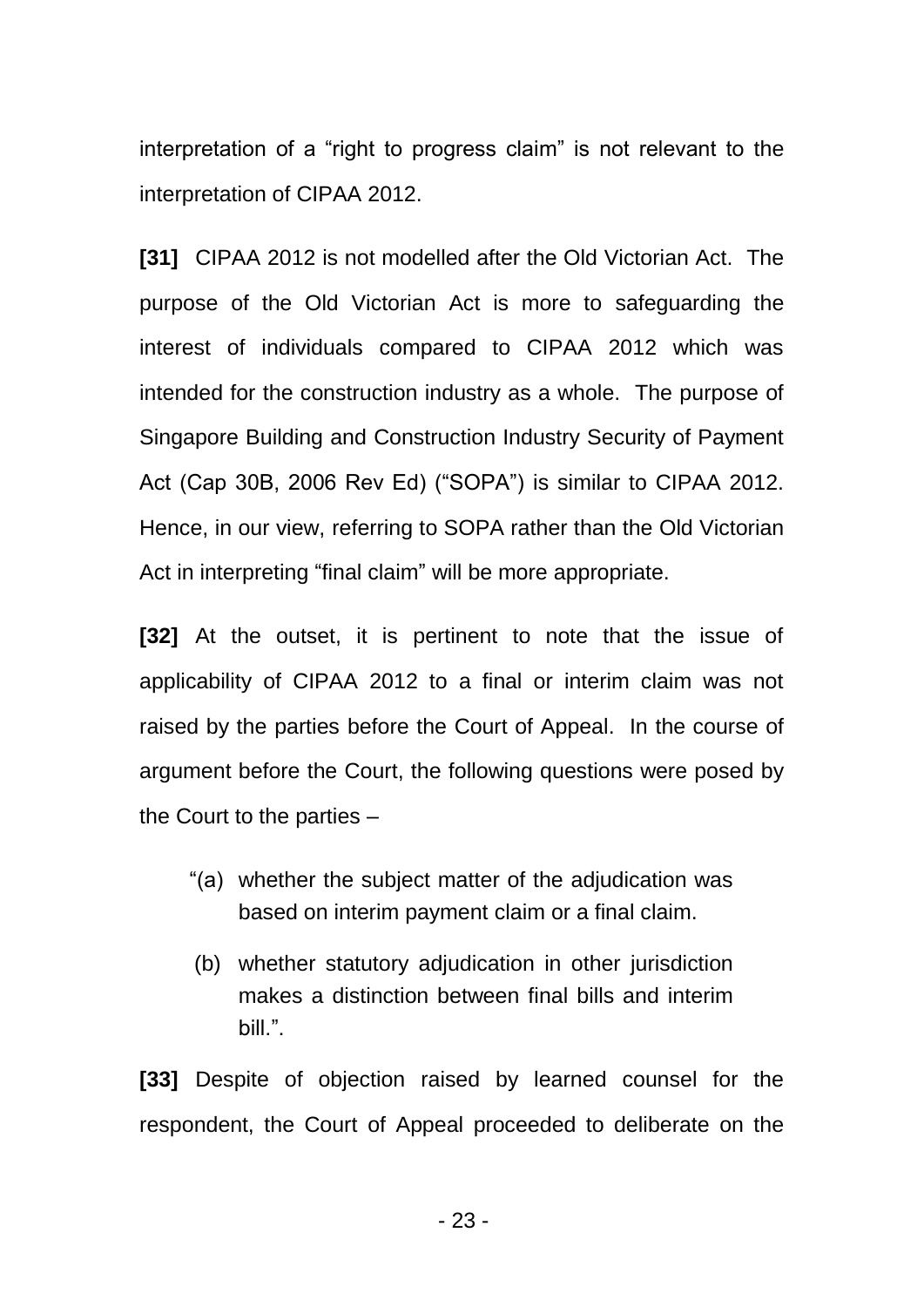interpretation of a “right to progress claim” is not relevant to the interpretation of CIPAA 2012.

**[31]** CIPAA 2012 is not modelled after the Old Victorian Act. The purpose of the Old Victorian Act is more to safeguarding the interest of individuals compared to CIPAA 2012 which was intended for the construction industry as a whole. The purpose of Singapore Building and Construction Industry Security of Payment Act (Cap 30B, 2006 Rev Ed) (“SOPA”) is similar to CIPAA 2012. Hence, in our view, referring to SOPA rather than the Old Victorian Act in interpreting “final claim” will be more appropriate.

**[32]** At the outset, it is pertinent to note that the issue of applicability of CIPAA 2012 to a final or interim claim was not raised by the parties before the Court of Appeal. In the course of argument before the Court, the following questions were posed by the Court to the parties –

> “(a) whether the subject matter of the adjudication was based on interim payment claim or a final claim.
>
> (b) whether statutory adjudication in other jurisdiction makes a distinction between final bills and interim bill.”.

**[33]** Despite of objection raised by learned counsel for the respondent, the Court of Appeal proceeded to deliberate on the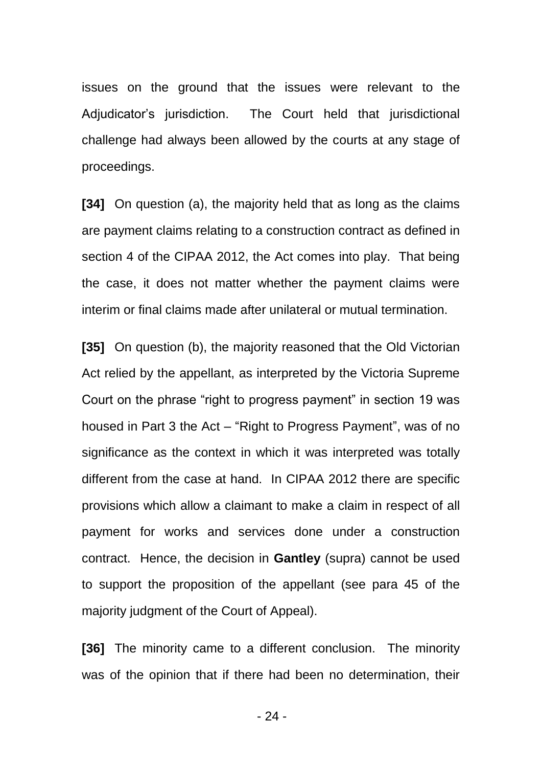issues on the ground that the issues were relevant to the Adjudicator's jurisdiction. The Court held that jurisdictional challenge had always been allowed by the courts at any stage of proceedings.

**[34]** On question (a), the majority held that as long as the claims are payment claims relating to a construction contract as defined in section 4 of the CIPAA 2012, the Act comes into play. That being the case, it does not matter whether the payment claims were interim or final claims made after unilateral or mutual termination.

**[35]** On question (b), the majority reasoned that the Old Victorian Act relied by the appellant, as interpreted by the Victoria Supreme Court on the phrase "right to progress payment" in section 19 was housed in Part 3 the Act – "Right to Progress Payment", was of no significance as the context in which it was interpreted was totally different from the case at hand. In CIPAA 2012 there are specific provisions which allow a claimant to make a claim in respect of all payment for works and services done under a construction contract. Hence, the decision in **Gantley** (supra) cannot be used to support the proposition of the appellant (see para 45 of the majority judgment of the Court of Appeal).

**[36]** The minority came to a different conclusion. The minority was of the opinion that if there had been no determination, their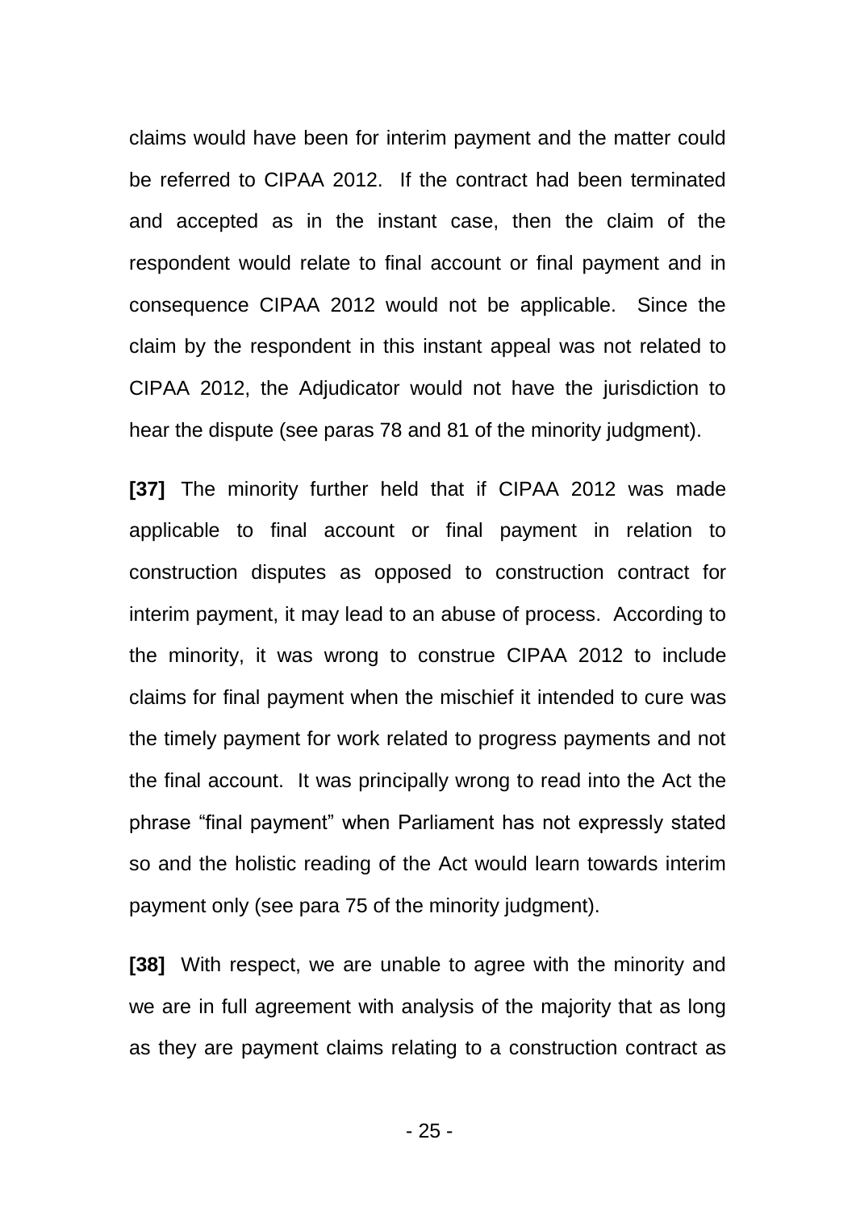claims would have been for interim payment and the matter could be referred to CIPAA 2012. If the contract had been terminated and accepted as in the instant case, then the claim of the respondent would relate to final account or final payment and in consequence CIPAA 2012 would not be applicable. Since the claim by the respondent in this instant appeal was not related to CIPAA 2012, the Adjudicator would not have the jurisdiction to hear the dispute (see paras 78 and 81 of the minority judgment).

**[37]** The minority further held that if CIPAA 2012 was made applicable to final account or final payment in relation to construction disputes as opposed to construction contract for interim payment, it may lead to an abuse of process. According to the minority, it was wrong to construe CIPAA 2012 to include claims for final payment when the mischief it intended to cure was the timely payment for work related to progress payments and not the final account. It was principally wrong to read into the Act the phrase "final payment" when Parliament has not expressly stated so and the holistic reading of the Act would learn towards interim payment only (see para 75 of the minority judgment).

**[38]** With respect, we are unable to agree with the minority and we are in full agreement with analysis of the majority that as long as they are payment claims relating to a construction contract as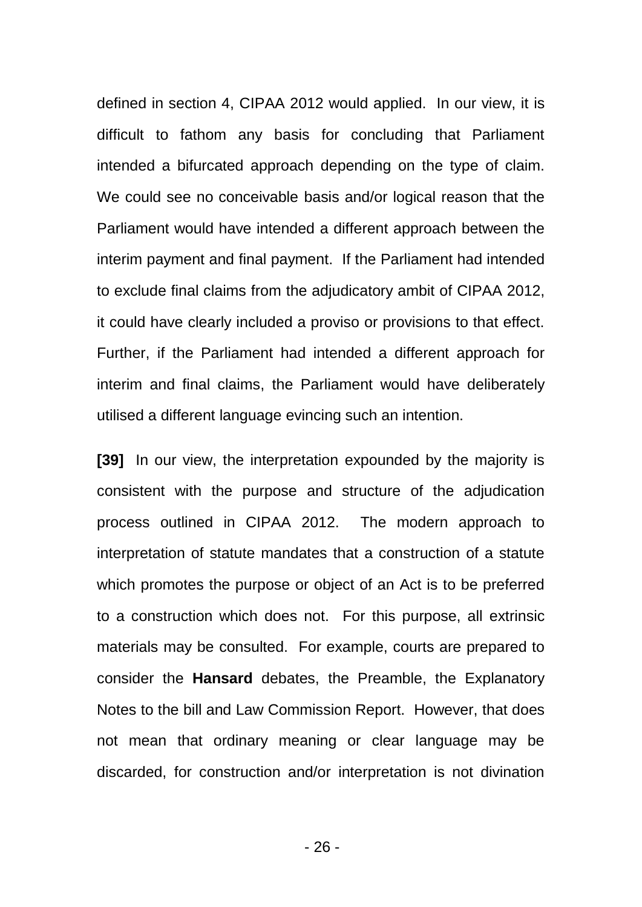defined in section 4, CIPAA 2012 would applied. In our view, it is difficult to fathom any basis for concluding that Parliament intended a bifurcated approach depending on the type of claim. We could see no conceivable basis and/or logical reason that the Parliament would have intended a different approach between the interim payment and final payment. If the Parliament had intended to exclude final claims from the adjudicatory ambit of CIPAA 2012, it could have clearly included a proviso or provisions to that effect. Further, if the Parliament had intended a different approach for interim and final claims, the Parliament would have deliberately utilised a different language evincing such an intention.

**[39]** In our view, the interpretation expounded by the majority is consistent with the purpose and structure of the adjudication process outlined in CIPAA 2012. The modern approach to interpretation of statute mandates that a construction of a statute which promotes the purpose or object of an Act is to be preferred to a construction which does not. For this purpose, all extrinsic materials may be consulted. For example, courts are prepared to consider the **Hansard** debates, the Preamble, the Explanatory Notes to the bill and Law Commission Report. However, that does not mean that ordinary meaning or clear language may be discarded, for construction and/or interpretation is not divination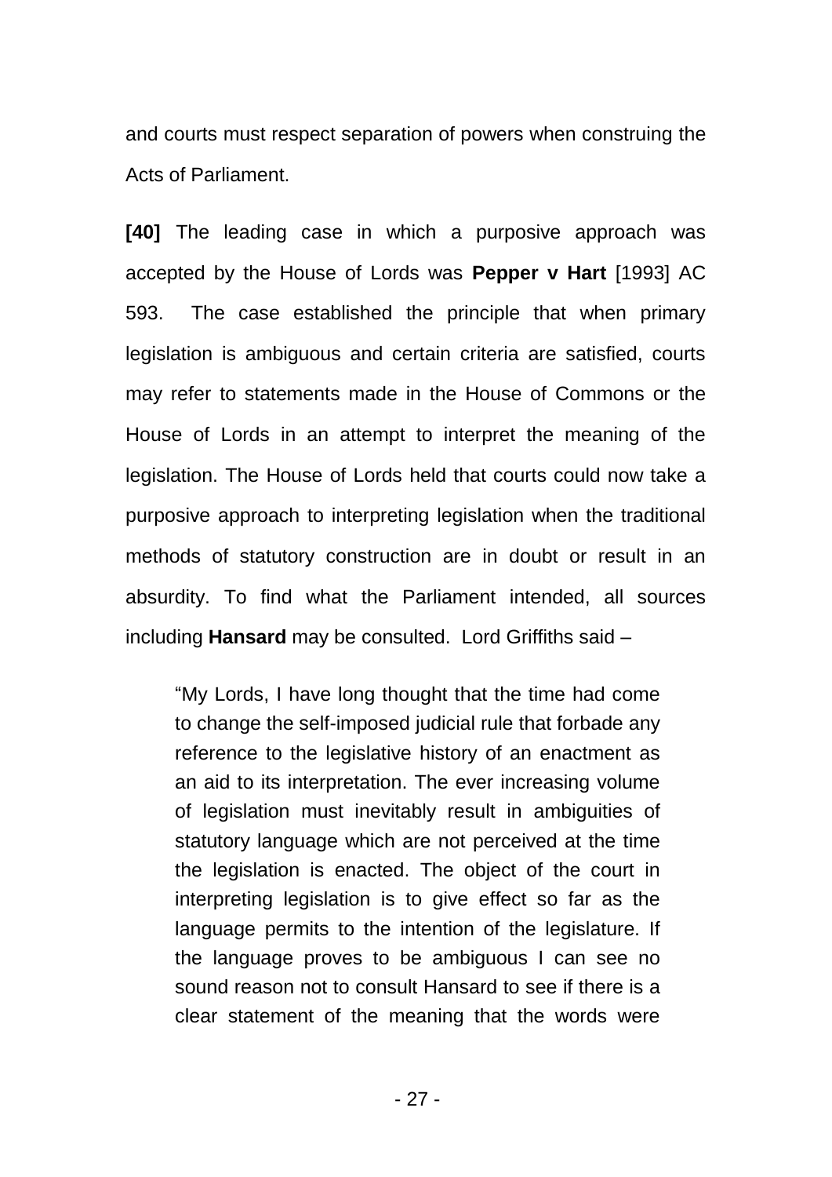and courts must respect separation of powers when construing the Acts of Parliament.

**[40]** The leading case in which a purposive approach was accepted by the House of Lords was **Pepper v Hart** [1993] AC 593. The case established the principle that when primary legislation is ambiguous and certain criteria are satisfied, courts may refer to statements made in the House of Commons or the House of Lords in an attempt to interpret the meaning of the legislation. The House of Lords held that courts could now take a purposive approach to interpreting legislation when the traditional methods of statutory construction are in doubt or result in an absurdity. To find what the Parliament intended, all sources including **Hansard** may be consulted. Lord Griffiths said –

> "My Lords, I have long thought that the time had come to change the self-imposed judicial rule that forbade any reference to the legislative history of an enactment as an aid to its interpretation. The ever increasing volume of legislation must inevitably result in ambiguities of statutory language which are not perceived at the time the legislation is enacted. The object of the court in interpreting legislation is to give effect so far as the language permits to the intention of the legislature. If the language proves to be ambiguous I can see no sound reason not to consult Hansard to see if there is a clear statement of the meaning that the words were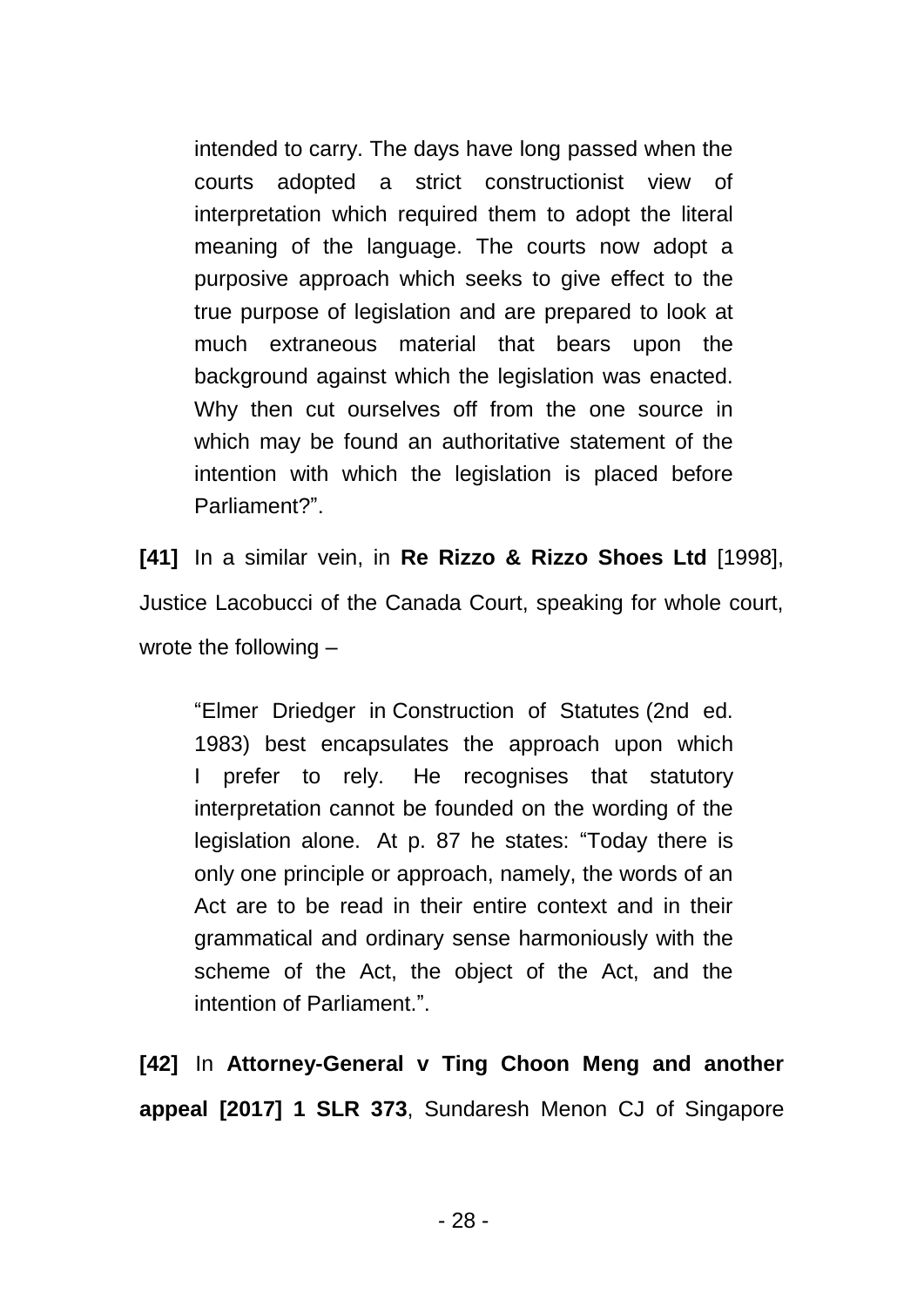> intended to carry. The days have long passed when the courts adopted a strict constructionist view of interpretation which required them to adopt the literal meaning of the language. The courts now adopt a purposive approach which seeks to give effect to the true purpose of legislation and are prepared to look at much extraneous material that bears upon the background against which the legislation was enacted. Why then cut ourselves off from the one source in which may be found an authoritative statement of the intention with which the legislation is placed before Parliament?".

**[41]** In a similar vein, in **Re Rizzo & Rizzo Shoes Ltd** [1998], Justice Lacobucci of the Canada Court, speaking for whole court, wrote the following –

> "Elmer Driedger in Construction of Statutes (2nd ed. 1983) best encapsulates the approach upon which I prefer to rely. He recognises that statutory interpretation cannot be founded on the wording of the legislation alone. At p. 87 he states: "Today there is only one principle or approach, namely, the words of an Act are to be read in their entire context and in their grammatical and ordinary sense harmoniously with the scheme of the Act, the object of the Act, and the intention of Parliament.".

**[42]** In **Attorney-General v Ting Choon Meng and another appeal [2017] 1 SLR 373**, Sundaresh Menon CJ of Singapore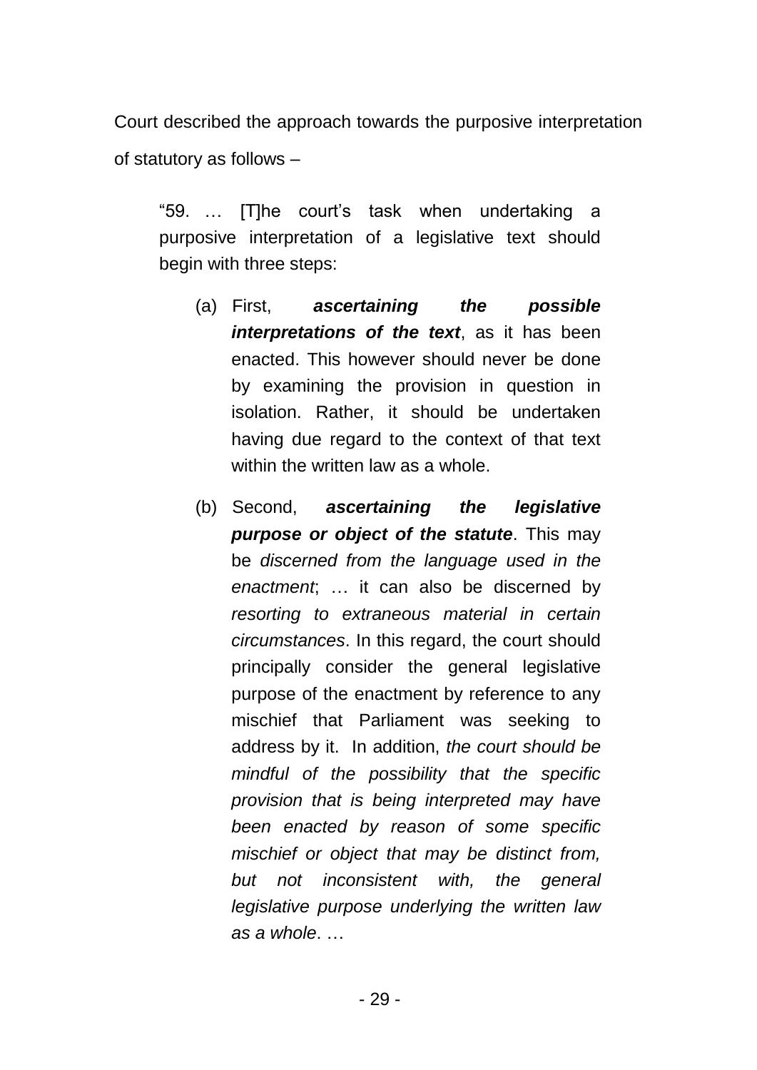Court described the approach towards the purposive interpretation of statutory as follows –

> "59. … [T]he court's task when undertaking a purposive interpretation of a legislative text should begin with three steps:
>
> (a) First, ***ascertaining the possible interpretations of the text***, as it has been enacted. This however should never be done by examining the provision in question in isolation. Rather, it should be undertaken having due regard to the context of that text within the written law as a whole.
>
> (b) Second, ***ascertaining the legislative purpose or object of the statute***. This may be *discerned from the language used in the enactment*; … it can also be discerned by *resorting to extraneous material in certain circumstances*. In this regard, the court should principally consider the general legislative purpose of the enactment by reference to any mischief that Parliament was seeking to address by it. In addition, *the court should be mindful of the possibility that the specific provision that is being interpreted may have been enacted by reason of some specific mischief or object that may be distinct from, but not inconsistent with, the general legislative purpose underlying the written law as a whole*. …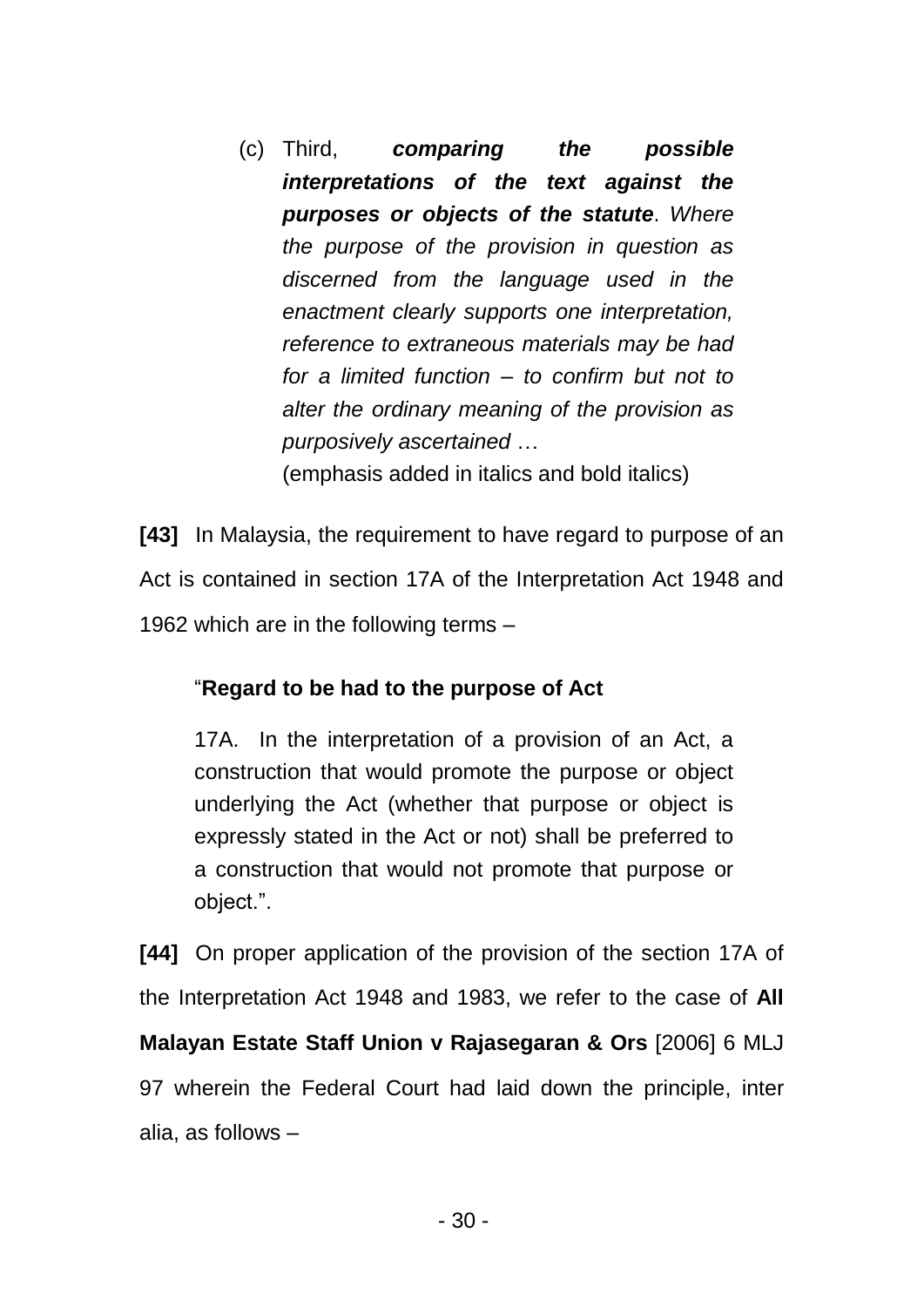(c) Third, ***comparing the possible interpretations of the text against the purposes or objects of the statute***. *Where the purpose of the provision in question as discerned from the language used in the enactment clearly supports one interpretation, reference to extraneous materials may be had for a limited function – to confirm but not to alter the ordinary meaning of the provision as purposively ascertained* …
(emphasis added in italics and bold italics)

**[43]** In Malaysia, the requirement to have regard to purpose of an Act is contained in section 17A of the Interpretation Act 1948 and 1962 which are in the following terms –

> "**Regard to be had to the purpose of Act**
>
> 17A. In the interpretation of a provision of an Act, a construction that would promote the purpose or object underlying the Act (whether that purpose or object is expressly stated in the Act or not) shall be preferred to a construction that would not promote that purpose or object.".

**[44]** On proper application of the provision of the section 17A of the Interpretation Act 1948 and 1983, we refer to the case of **All Malayan Estate Staff Union v Rajasegaran & Ors** [2006] 6 MLJ 97 wherein the Federal Court had laid down the principle, inter alia, as follows –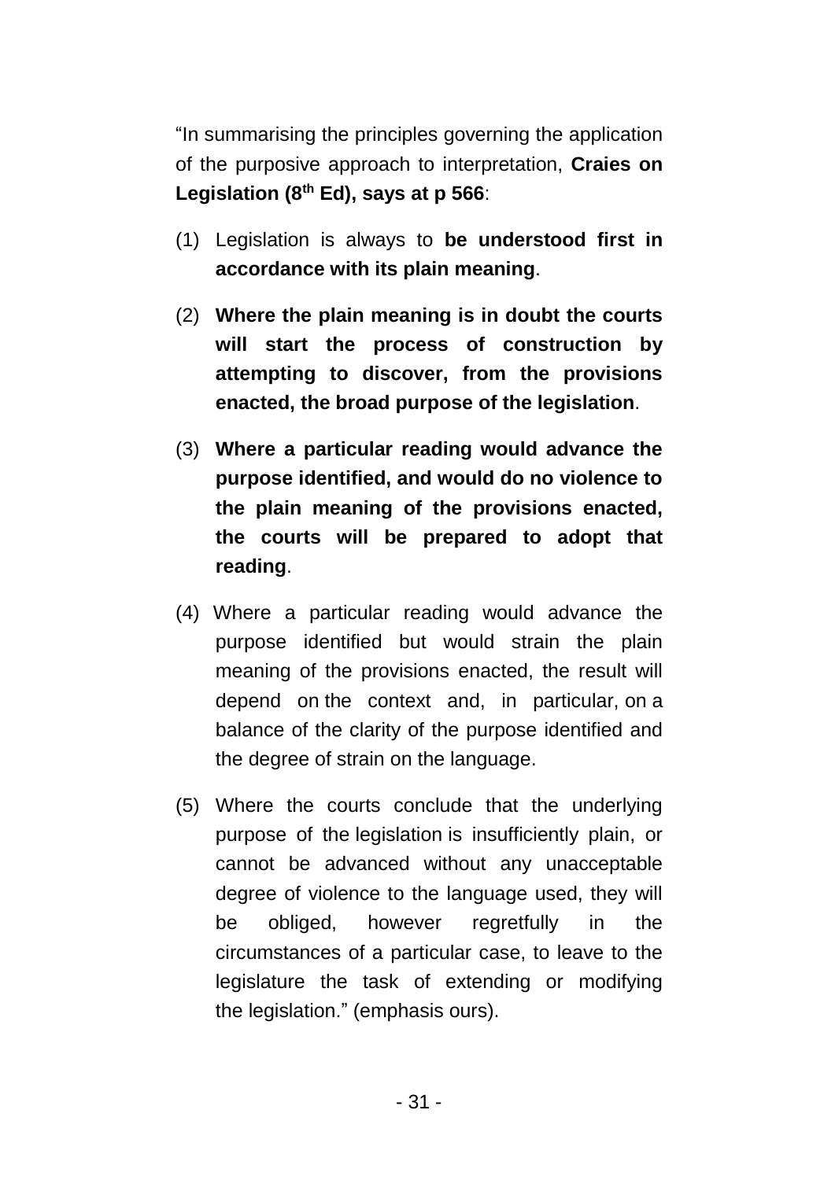"In summarising the principles governing the application of the purposive approach to interpretation, **Craies on Legislation (8th Ed), says at p 566**:

(1) Legislation is always to **be understood first in accordance with its plain meaning**.

(2) **Where the plain meaning is in doubt the courts will start the process of construction by attempting to discover, from the provisions enacted, the broad purpose of the legislation**.

(3) **Where a particular reading would advance the purpose identified, and would do no violence to the plain meaning of the provisions enacted, the courts will be prepared to adopt that reading**.

(4) Where a particular reading would advance the purpose identified but would strain the plain meaning of the provisions enacted, the result will depend on the context and, in particular, on a balance of the clarity of the purpose identified and the degree of strain on the language.

(5) Where the courts conclude that the underlying purpose of the legislation is insufficiently plain, or cannot be advanced without any unacceptable degree of violence to the language used, they will be obliged, however regretfully in the circumstances of a particular case, to leave to the legislature the task of extending or modifying the legislation." (emphasis ours).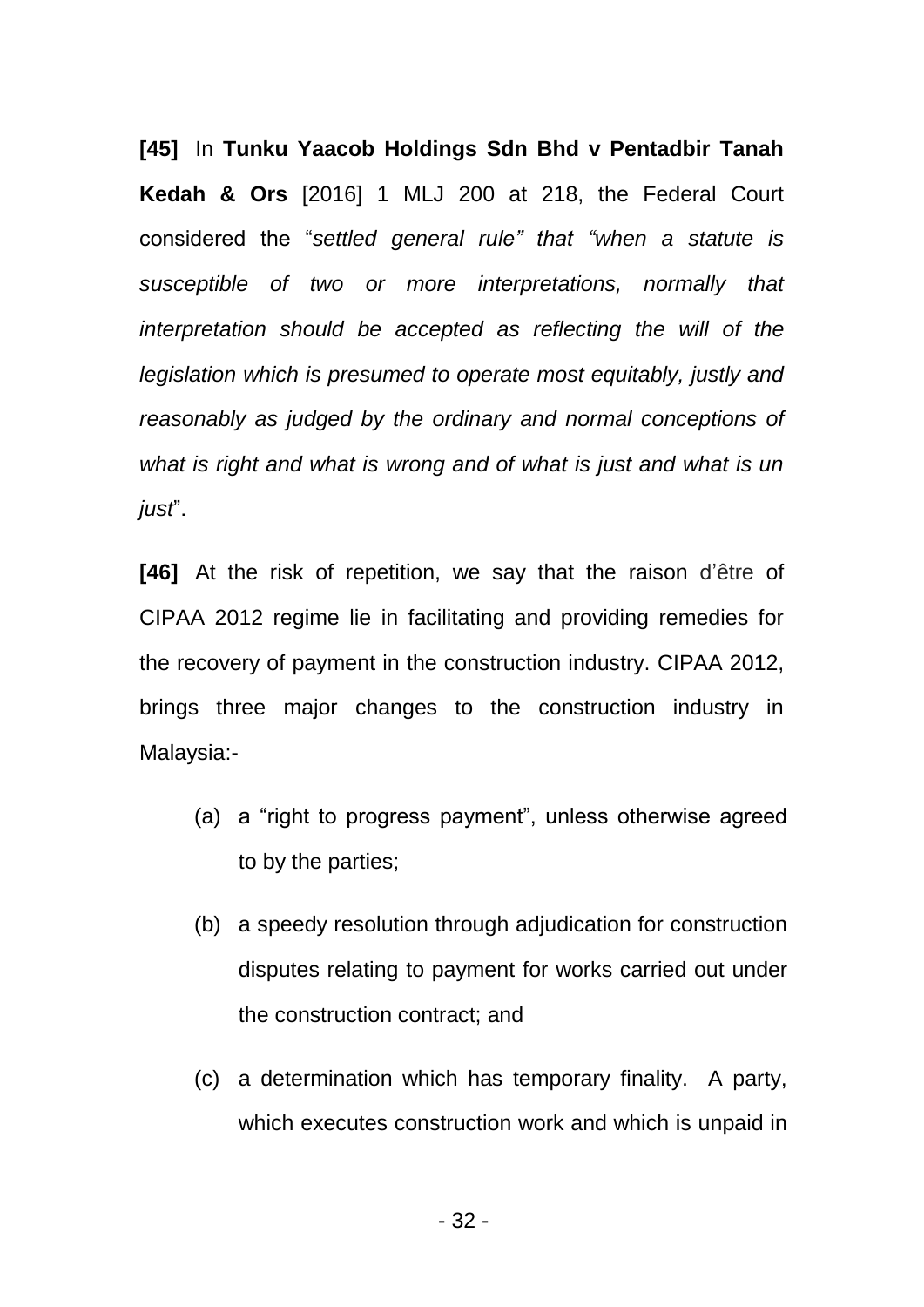**[45]** In **Tunku Yaacob Holdings Sdn Bhd v Pentadbir Tanah Kedah & Ors** [2016] 1 MLJ 200 at 218, the Federal Court considered the "*settled general rule" that "when a statute is susceptible of two or more interpretations, normally that interpretation should be accepted as reflecting the will of the legislation which is presumed to operate most equitably, justly and reasonably as judged by the ordinary and normal conceptions of what is right and what is wrong and of what is just and what is un just*".

**[46]** At the risk of repetition, we say that the raison d'être of CIPAA 2012 regime lie in facilitating and providing remedies for the recovery of payment in the construction industry. CIPAA 2012, brings three major changes to the construction industry in Malaysia:-

(a) a "right to progress payment", unless otherwise agreed to by the parties;

(b) a speedy resolution through adjudication for construction disputes relating to payment for works carried out under the construction contract; and

(c) a determination which has temporary finality. A party, which executes construction work and which is unpaid in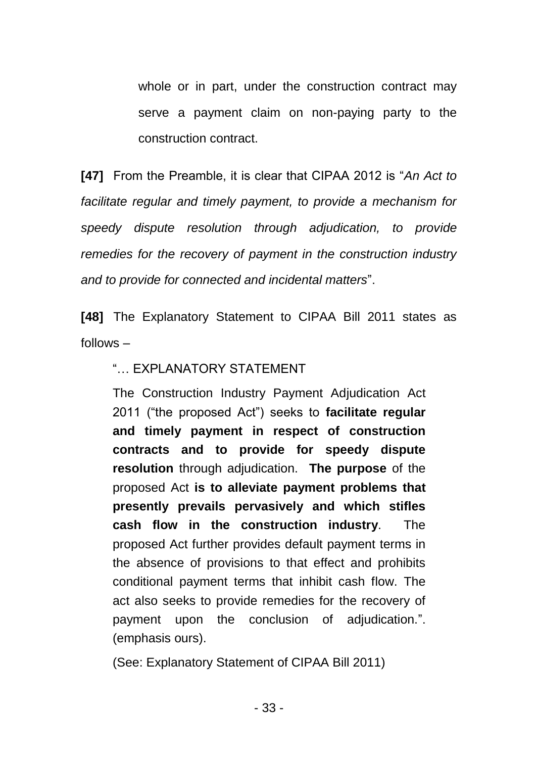> whole or in part, under the construction contract may serve a payment claim on non-paying party to the construction contract.

**[47]** From the Preamble, it is clear that CIPAA 2012 is "*An Act to facilitate regular and timely payment, to provide a mechanism for speedy dispute resolution through adjudication, to provide remedies for the recovery of payment in the construction industry and to provide for connected and incidental matters*".

**[48]** The Explanatory Statement to CIPAA Bill 2011 states as follows –

> "… EXPLANATORY STATEMENT
>
> The Construction Industry Payment Adjudication Act 2011 ("the proposed Act") seeks to **facilitate regular and timely payment in respect of construction contracts and to provide for speedy dispute resolution** through adjudication. **The purpose** of the proposed Act **is to alleviate payment problems that presently prevails pervasively and which stifles cash flow in the construction industry**. The proposed Act further provides default payment terms in the absence of provisions to that effect and prohibits conditional payment terms that inhibit cash flow. The act also seeks to provide remedies for the recovery of payment upon the conclusion of adjudication.". (emphasis ours).
>
> (See: Explanatory Statement of CIPAA Bill 2011)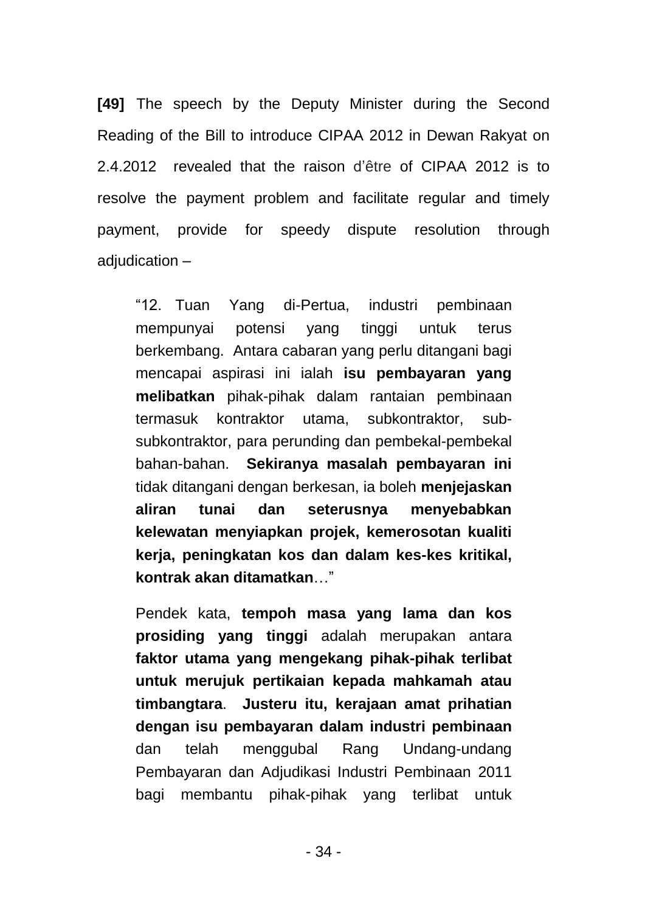**[49]** The speech by the Deputy Minister during the Second Reading of the Bill to introduce CIPAA 2012 in Dewan Rakyat on 2.4.2012 revealed that the raison d'être of CIPAA 2012 is to resolve the payment problem and facilitate regular and timely payment, provide for speedy dispute resolution through adjudication –

> "12. Tuan Yang di-Pertua, industri pembinaan mempunyai potensi yang tinggi untuk terus berkembang. Antara cabaran yang perlu ditangani bagi mencapai aspirasi ini ialah **isu pembayaran yang melibatkan** pihak-pihak dalam rantaian pembinaan termasuk kontraktor utama, subkontraktor, sub-subkontraktor, para perunding dan pembekal-pembekal bahan-bahan. **Sekiranya masalah pembayaran ini** tidak ditangani dengan berkesan, ia boleh **menjejaskan aliran tunai dan seterusnya menyebabkan kelewatan menyiapkan projek, kemerosotan kualiti kerja, peningkatan kos dan dalam kes-kes kritikal, kontrak akan ditamatkan**…"
>
> Pendek kata, **tempoh masa yang lama dan kos prosiding yang tinggi** adalah merupakan antara **faktor utama yang mengekang pihak-pihak terlibat untuk merujuk pertikaian kepada mahkamah atau timbangtara**. **Justeru itu, kerajaan amat prihatian dengan isu pembayaran dalam industri pembinaan** dan telah menggubal Rang Undang-undang Pembayaran dan Adjudikasi Industri Pembinaan 2011 bagi membantu pihak-pihak yang terlibat untuk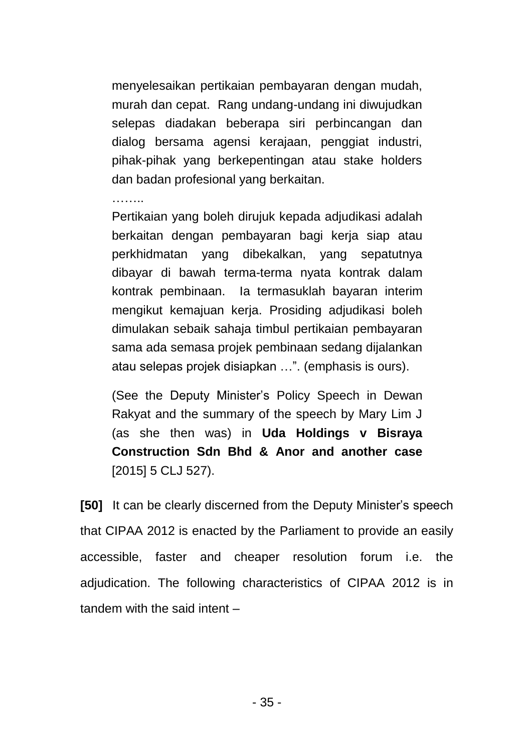> menyelesaikan pertikaian pembayaran dengan mudah, murah dan cepat. Rang undang-undang ini diwujudkan selepas diadakan beberapa siri perbincangan dan dialog bersama agensi kerajaan, penggiat industri, pihak-pihak yang berkepentingan atau stake holders dan badan profesional yang berkaitan.
>
> ……..
>
> Pertikaian yang boleh dirujuk kepada adjudikasi adalah berkaitan dengan pembayaran bagi kerja siap atau perkhidmatan yang dibekalkan, yang sepatutnya dibayar di bawah terma-terma nyata kontrak dalam kontrak pembinaan. Ia termasuklah bayaran interim mengikut kemajuan kerja. Prosiding adjudikasi boleh dimulakan sebaik sahaja timbul pertikaian pembayaran sama ada semasa projek pembinaan sedang dijalankan atau selepas projek disiapkan …". (emphasis is ours).
>
> (See the Deputy Minister's Policy Speech in Dewan Rakyat and the summary of the speech by Mary Lim J (as she then was) in **Uda Holdings v Bisraya Construction Sdn Bhd & Anor and another case** [2015] 5 CLJ 527).

**[50]** It can be clearly discerned from the Deputy Minister's speech that CIPAA 2012 is enacted by the Parliament to provide an easily accessible, faster and cheaper resolution forum i.e. the adjudication. The following characteristics of CIPAA 2012 is in tandem with the said intent –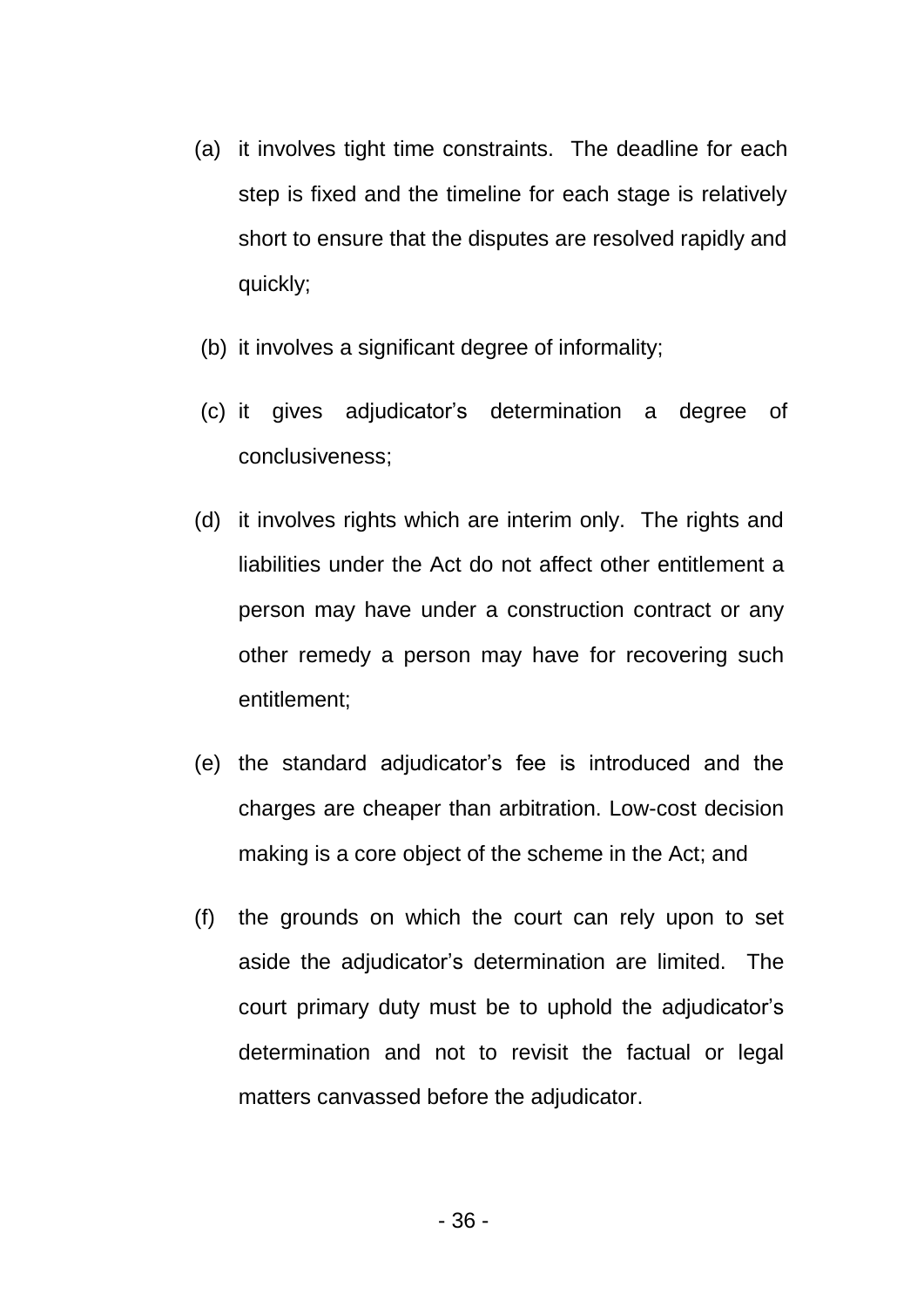(a) it involves tight time constraints. The deadline for each step is fixed and the timeline for each stage is relatively short to ensure that the disputes are resolved rapidly and quickly;

(b) it involves a significant degree of informality;

(c) it gives adjudicator's determination a degree of conclusiveness;

(d) it involves rights which are interim only. The rights and liabilities under the Act do not affect other entitlement a person may have under a construction contract or any other remedy a person may have for recovering such entitlement;

(e) the standard adjudicator's fee is introduced and the charges are cheaper than arbitration. Low-cost decision making is a core object of the scheme in the Act; and

(f) the grounds on which the court can rely upon to set aside the adjudicator's determination are limited. The court primary duty must be to uphold the adjudicator's determination and not to revisit the factual or legal matters canvassed before the adjudicator.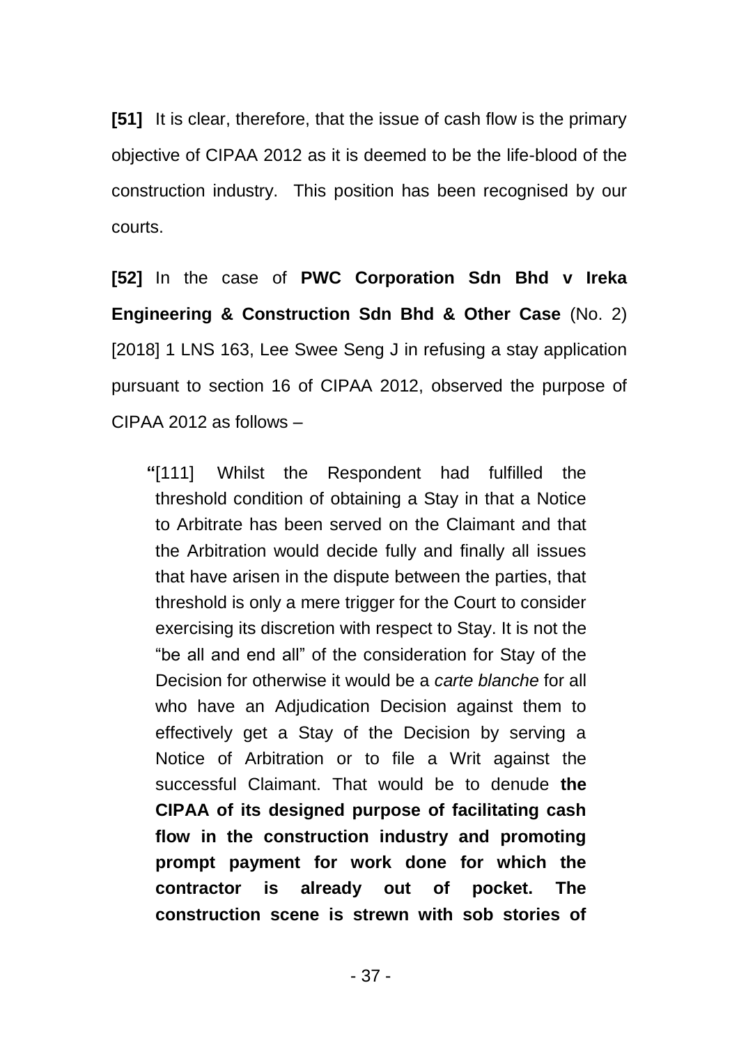**[51]** It is clear, therefore, that the issue of cash flow is the primary objective of CIPAA 2012 as it is deemed to be the life-blood of the construction industry. This position has been recognised by our courts.

**[52]** In the case of **PWC Corporation Sdn Bhd v Ireka Engineering & Construction Sdn Bhd & Other Case** (No. 2) [2018] 1 LNS 163, Lee Swee Seng J in refusing a stay application pursuant to section 16 of CIPAA 2012, observed the purpose of CIPAA 2012 as follows –

> **"**[111] Whilst the Respondent had fulfilled the threshold condition of obtaining a Stay in that a Notice to Arbitrate has been served on the Claimant and that the Arbitration would decide fully and finally all issues that have arisen in the dispute between the parties, that threshold is only a mere trigger for the Court to consider exercising its discretion with respect to Stay. It is not the "be all and end all" of the consideration for Stay of the Decision for otherwise it would be a *carte blanche* for all who have an Adjudication Decision against them to effectively get a Stay of the Decision by serving a Notice of Arbitration or to file a Writ against the successful Claimant. That would be to denude **the CIPAA of its designed purpose of facilitating cash flow in the construction industry and promoting prompt payment for work done for which the contractor is already out of pocket. The construction scene is strewn with sob stories of**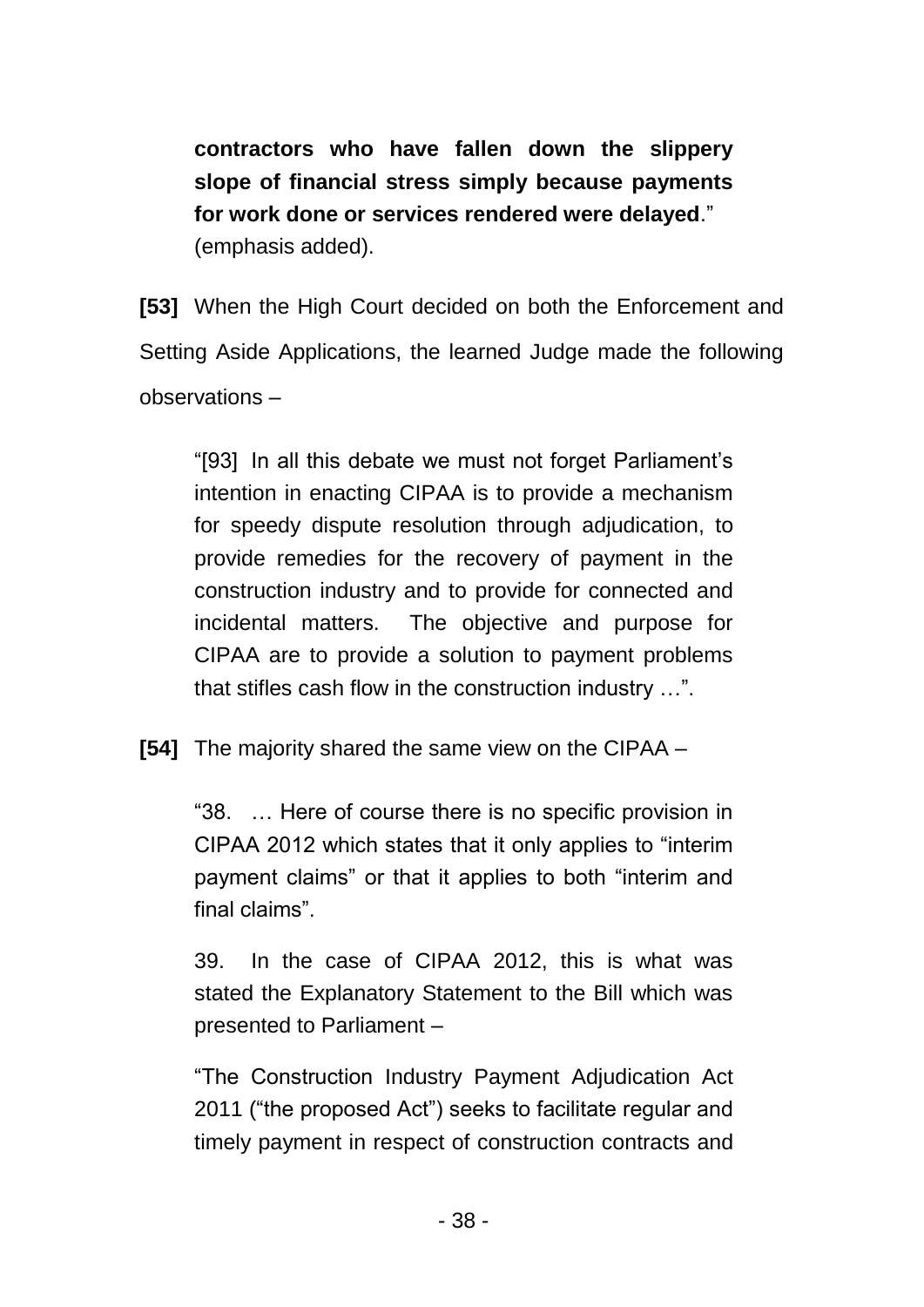> **contractors who have fallen down the slippery slope of financial stress simply because payments for work done or services rendered were delayed**." (emphasis added).

**[53]** When the High Court decided on both the Enforcement and Setting Aside Applications, the learned Judge made the following observations –

> "[93] In all this debate we must not forget Parliament's intention in enacting CIPAA is to provide a mechanism for speedy dispute resolution through adjudication, to provide remedies for the recovery of payment in the construction industry and to provide for connected and incidental matters. The objective and purpose for CIPAA are to provide a solution to payment problems that stifles cash flow in the construction industry …".

**[54]** The majority shared the same view on the CIPAA –

> "38. … Here of course there is no specific provision in CIPAA 2012 which states that it only applies to "interim payment claims" or that it applies to both "interim and final claims".
>
> 39. In the case of CIPAA 2012, this is what was stated the Explanatory Statement to the Bill which was presented to Parliament –
>
> "The Construction Industry Payment Adjudication Act 2011 ("the proposed Act") seeks to facilitate regular and timely payment in respect of construction contracts and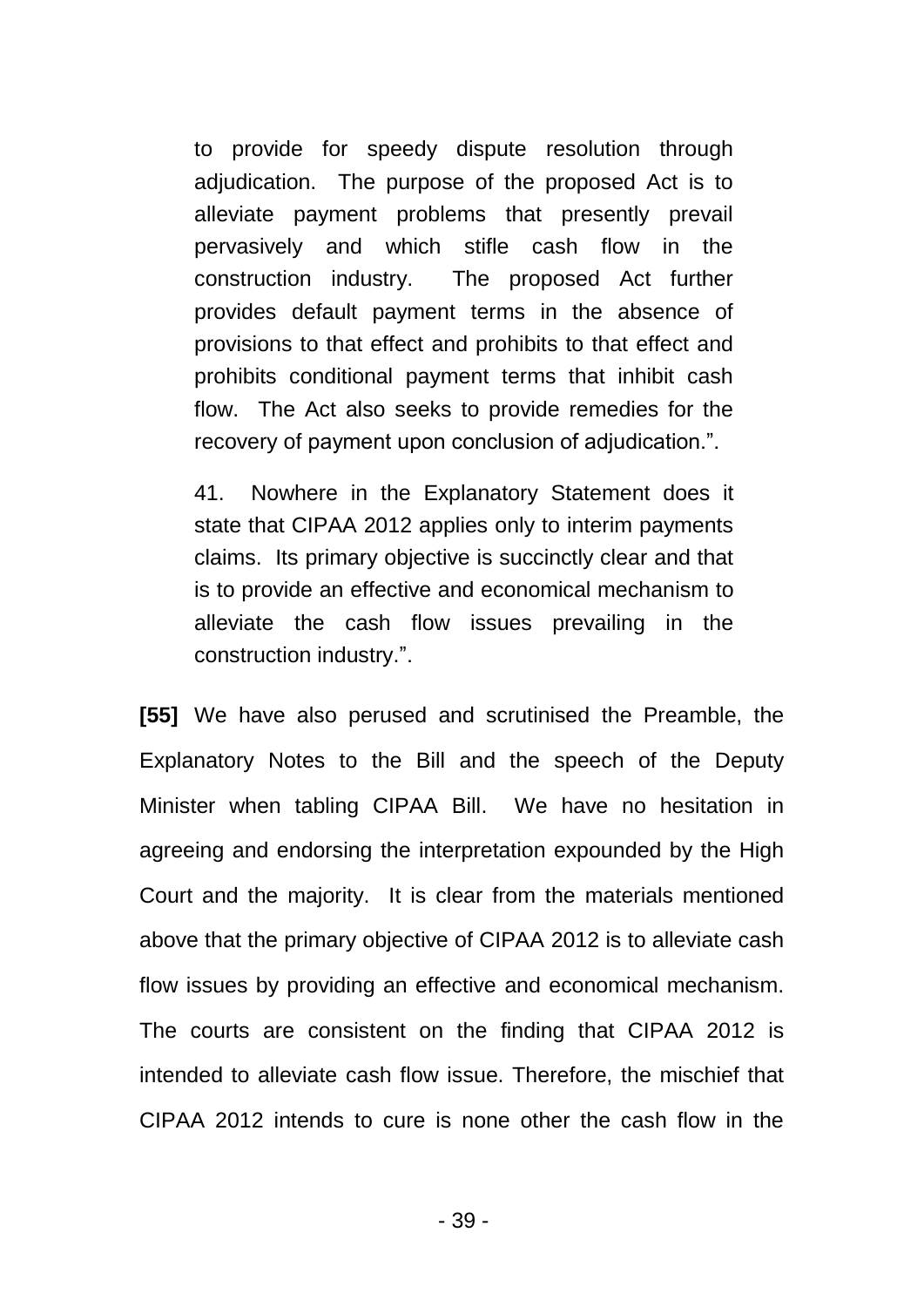> to provide for speedy dispute resolution through adjudication. The purpose of the proposed Act is to alleviate payment problems that presently prevail pervasively and which stifle cash flow in the construction industry. The proposed Act further provides default payment terms in the absence of provisions to that effect and prohibits to that effect and prohibits conditional payment terms that inhibit cash flow. The Act also seeks to provide remedies for the recovery of payment upon conclusion of adjudication.".
>
> 41. Nowhere in the Explanatory Statement does it state that CIPAA 2012 applies only to interim payments claims. Its primary objective is succinctly clear and that is to provide an effective and economical mechanism to alleviate the cash flow issues prevailing in the construction industry.".

**[55]** We have also perused and scrutinised the Preamble, the Explanatory Notes to the Bill and the speech of the Deputy Minister when tabling CIPAA Bill. We have no hesitation in agreeing and endorsing the interpretation expounded by the High Court and the majority. It is clear from the materials mentioned above that the primary objective of CIPAA 2012 is to alleviate cash flow issues by providing an effective and economical mechanism. The courts are consistent on the finding that CIPAA 2012 is intended to alleviate cash flow issue. Therefore, the mischief that CIPAA 2012 intends to cure is none other the cash flow in the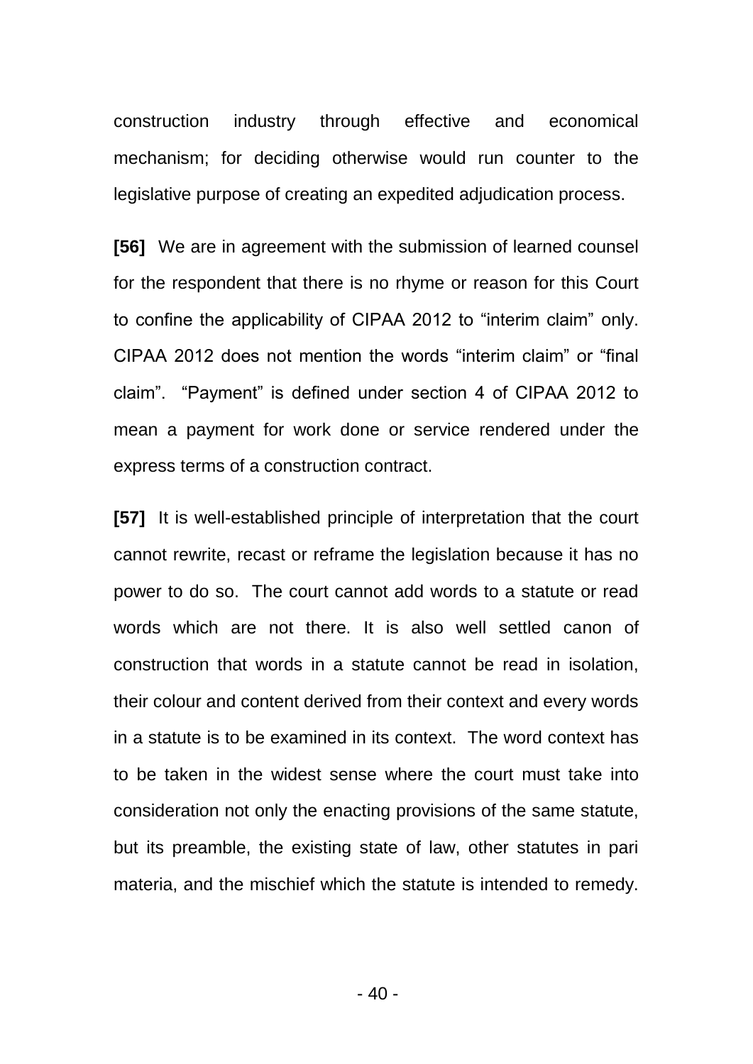construction industry through effective and economical mechanism; for deciding otherwise would run counter to the legislative purpose of creating an expedited adjudication process.

**[56]** We are in agreement with the submission of learned counsel for the respondent that there is no rhyme or reason for this Court to confine the applicability of CIPAA 2012 to "interim claim" only. CIPAA 2012 does not mention the words "interim claim" or "final claim". "Payment" is defined under section 4 of CIPAA 2012 to mean a payment for work done or service rendered under the express terms of a construction contract.

**[57]** It is well-established principle of interpretation that the court cannot rewrite, recast or reframe the legislation because it has no power to do so. The court cannot add words to a statute or read words which are not there. It is also well settled canon of construction that words in a statute cannot be read in isolation, their colour and content derived from their context and every words in a statute is to be examined in its context. The word context has to be taken in the widest sense where the court must take into consideration not only the enacting provisions of the same statute, but its preamble, the existing state of law, other statutes in pari materia, and the mischief which the statute is intended to remedy.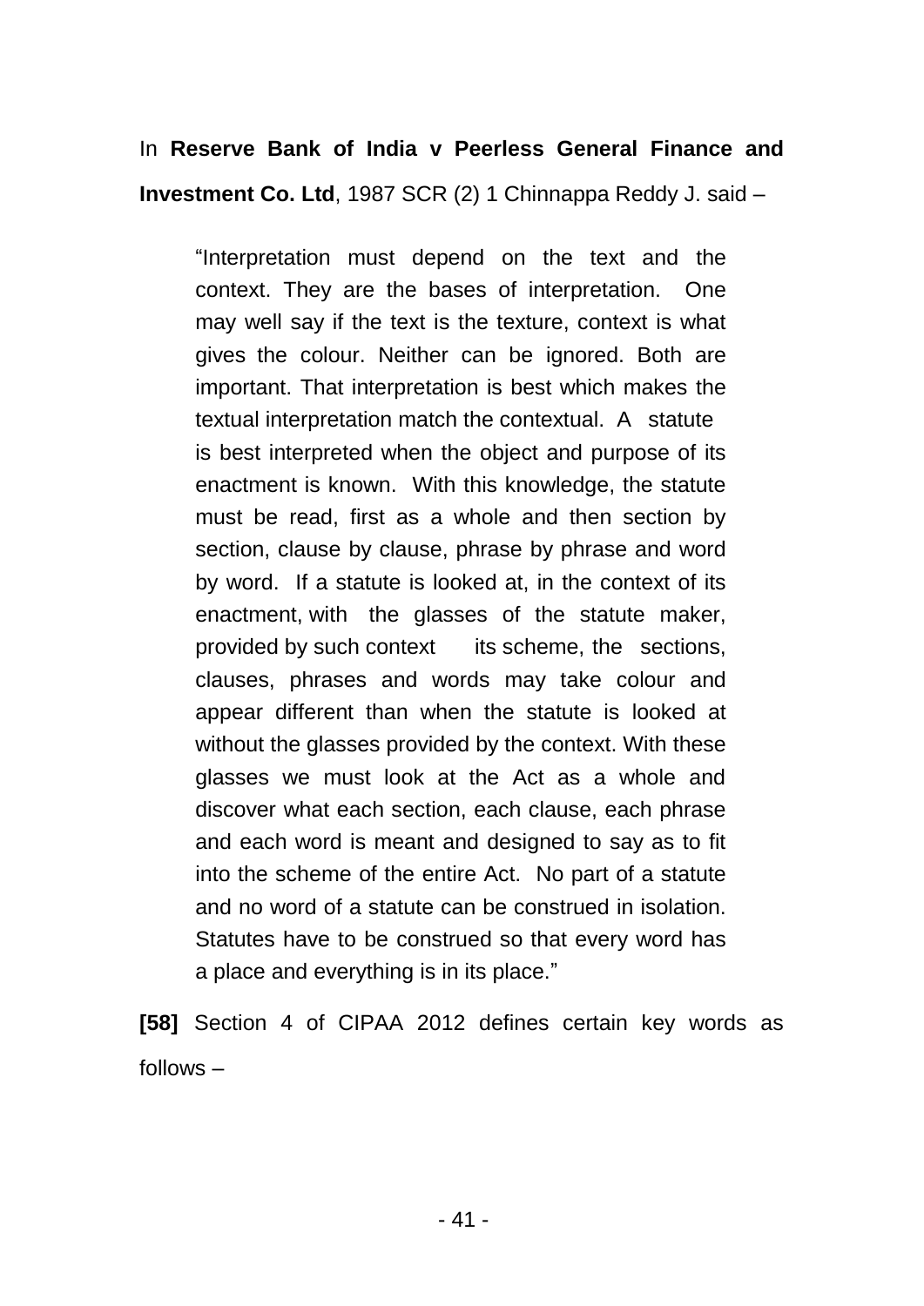In **Reserve Bank of India v Peerless General Finance and Investment Co. Ltd**, 1987 SCR (2) 1 Chinnappa Reddy J. said –

> "Interpretation must depend on the text and the context. They are the bases of interpretation. One may well say if the text is the texture, context is what gives the colour. Neither can be ignored. Both are important. That interpretation is best which makes the textual interpretation match the contextual. A statute is best interpreted when the object and purpose of its enactment is known. With this knowledge, the statute must be read, first as a whole and then section by section, clause by clause, phrase by phrase and word by word. If a statute is looked at, in the context of its enactment, with the glasses of the statute maker, provided by such context its scheme, the sections, clauses, phrases and words may take colour and appear different than when the statute is looked at without the glasses provided by the context. With these glasses we must look at the Act as a whole and discover what each section, each clause, each phrase and each word is meant and designed to say as to fit into the scheme of the entire Act. No part of a statute and no word of a statute can be construed in isolation. Statutes have to be construed so that every word has a place and everything is in its place."

**[58]** Section 4 of CIPAA 2012 defines certain key words as follows –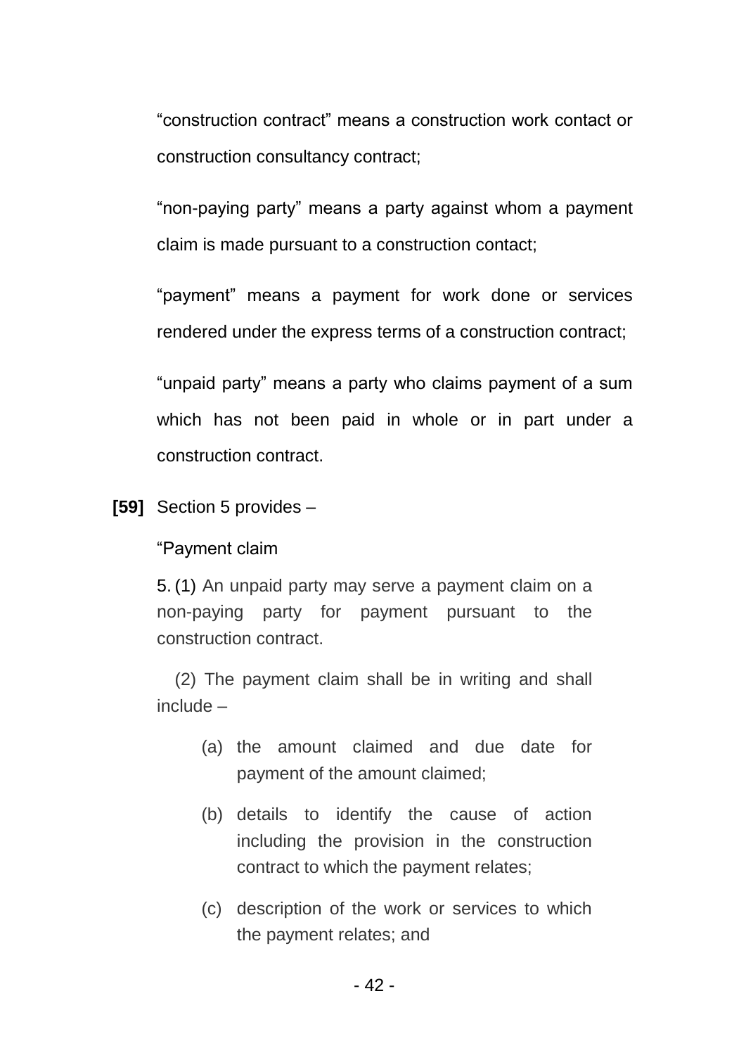"construction contract" means a construction work contact or construction consultancy contract;

"non-paying party" means a party against whom a payment claim is made pursuant to a construction contact;

"payment" means a payment for work done or services rendered under the express terms of a construction contract;

"unpaid party" means a party who claims payment of a sum which has not been paid in whole or in part under a construction contract.

**[59]** Section 5 provides –

"Payment claim

5. (1) An unpaid party may serve a payment claim on a non-paying party for payment pursuant to the construction contract.

(2) The payment claim shall be in writing and shall include –

(a) the amount claimed and due date for payment of the amount claimed;

(b) details to identify the cause of action including the provision in the construction contract to which the payment relates;

(c) description of the work or services to which the payment relates; and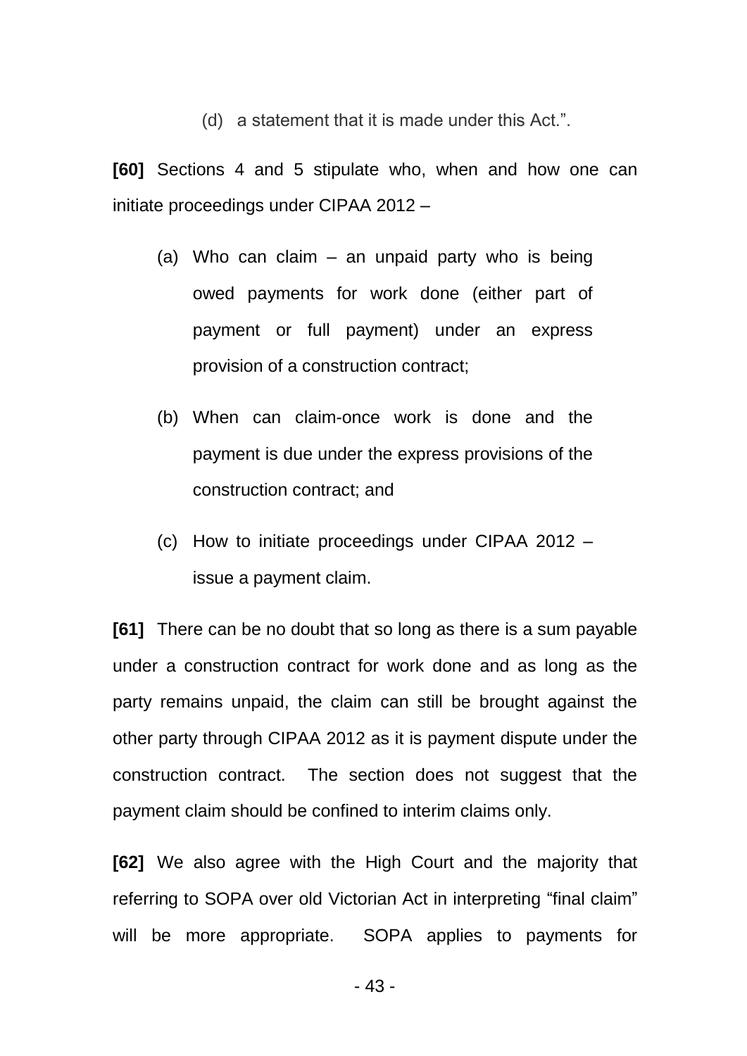(d) a statement that it is made under this Act.".

**[60]** Sections 4 and 5 stipulate who, when and how one can initiate proceedings under CIPAA 2012 –

(a) Who can claim – an unpaid party who is being owed payments for work done (either part of payment or full payment) under an express provision of a construction contract;

(b) When can claim-once work is done and the payment is due under the express provisions of the construction contract; and

(c) How to initiate proceedings under CIPAA 2012 – issue a payment claim.

**[61]** There can be no doubt that so long as there is a sum payable under a construction contract for work done and as long as the party remains unpaid, the claim can still be brought against the other party through CIPAA 2012 as it is payment dispute under the construction contract. The section does not suggest that the payment claim should be confined to interim claims only.

**[62]** We also agree with the High Court and the majority that referring to SOPA over old Victorian Act in interpreting "final claim" will be more appropriate. SOPA applies to payments for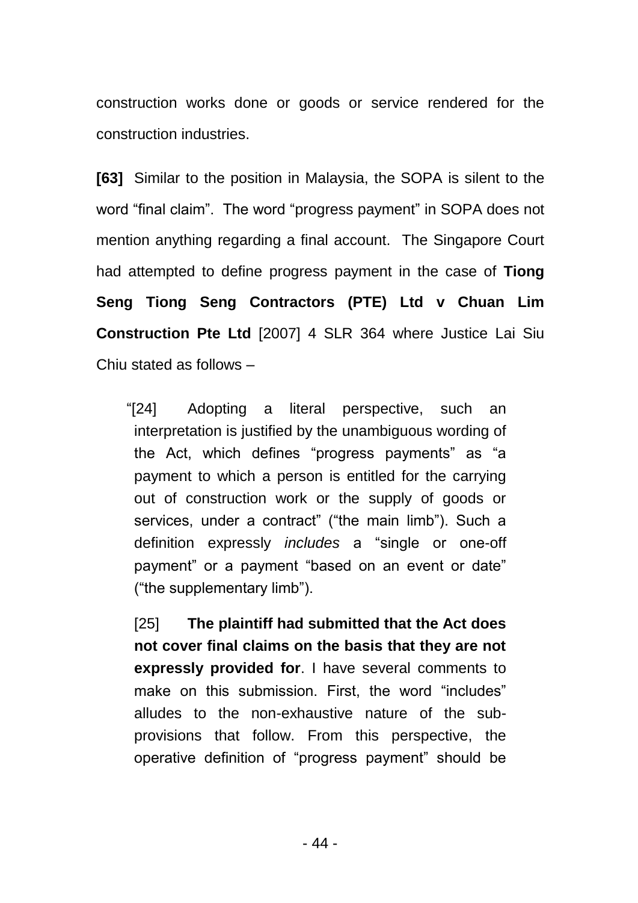construction works done or goods or service rendered for the construction industries.

**[63]** Similar to the position in Malaysia, the SOPA is silent to the word "final claim". The word "progress payment" in SOPA does not mention anything regarding a final account. The Singapore Court had attempted to define progress payment in the case of **Tiong Seng Tiong Seng Contractors (PTE) Ltd v Chuan Lim Construction Pte Ltd** [2007] 4 SLR 364 where Justice Lai Siu Chiu stated as follows –

> "[24] Adopting a literal perspective, such an interpretation is justified by the unambiguous wording of the Act, which defines "progress payments" as "a payment to which a person is entitled for the carrying out of construction work or the supply of goods or services, under a contract" ("the main limb"). Such a definition expressly *includes* a "single or one-off payment" or a payment "based on an event or date" ("the supplementary limb").
>
> [25] **The plaintiff had submitted that the Act does not cover final claims on the basis that they are not expressly provided for**. I have several comments to make on this submission. First, the word "includes" alludes to the non-exhaustive nature of the sub-provisions that follow. From this perspective, the operative definition of "progress payment" should be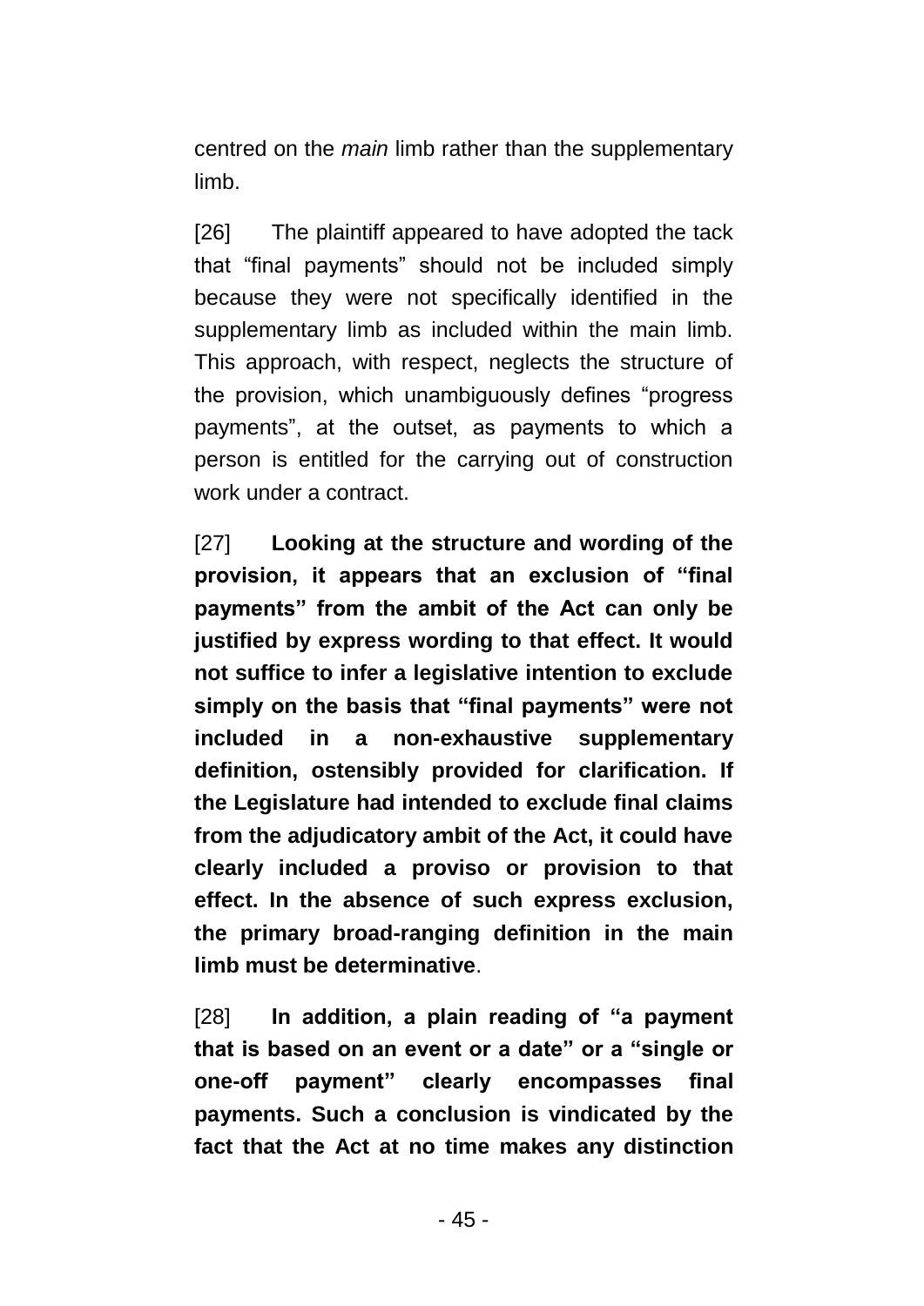centred on the *main* limb rather than the supplementary limb.

[26] The plaintiff appeared to have adopted the tack that "final payments" should not be included simply because they were not specifically identified in the supplementary limb as included within the main limb. This approach, with respect, neglects the structure of the provision, which unambiguously defines "progress payments", at the outset, as payments to which a person is entitled for the carrying out of construction work under a contract.

[27] **Looking at the structure and wording of the provision, it appears that an exclusion of "final payments" from the ambit of the Act can only be justified by express wording to that effect. It would not suffice to infer a legislative intention to exclude simply on the basis that "final payments" were not included in a non-exhaustive supplementary definition, ostensibly provided for clarification. If the Legislature had intended to exclude final claims from the adjudicatory ambit of the Act, it could have clearly included a proviso or provision to that effect. In the absence of such express exclusion, the primary broad-ranging definition in the main limb must be determinative**.

[28] **In addition, a plain reading of "a payment that is based on an event or a date" or a "single or one-off payment" clearly encompasses final payments. Such a conclusion is vindicated by the fact that the Act at no time makes any distinction**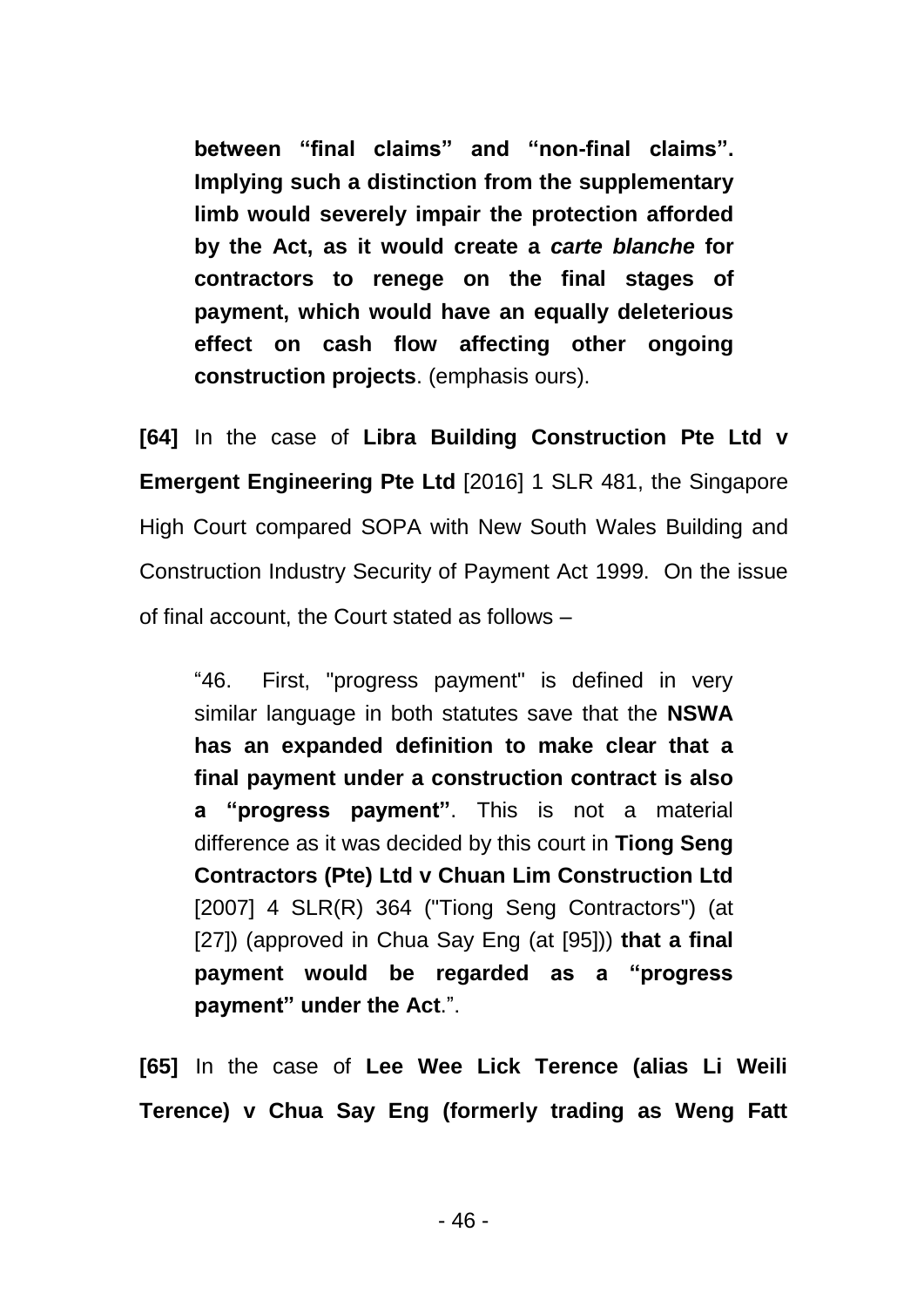> **between "final claims" and "non-final claims". Implying such a distinction from the supplementary limb would severely impair the protection afforded by the Act, as it would create a *carte blanche* for contractors to renege on the final stages of payment, which would have an equally deleterious effect on cash flow affecting other ongoing construction projects**. (emphasis ours).

**[64]** In the case of **Libra Building Construction Pte Ltd v Emergent Engineering Pte Ltd** [2016] 1 SLR 481, the Singapore High Court compared SOPA with New South Wales Building and Construction Industry Security of Payment Act 1999. On the issue of final account, the Court stated as follows –

> "46. First, "progress payment" is defined in very similar language in both statutes save that the **NSWA has an expanded definition to make clear that a final payment under a construction contract is also a "progress payment"**. This is not a material difference as it was decided by this court in **Tiong Seng Contractors (Pte) Ltd v Chuan Lim Construction Ltd** [2007] 4 SLR(R) 364 ("Tiong Seng Contractors") (at [27]) (approved in Chua Say Eng (at [95])) **that a final payment would be regarded as a "progress payment" under the Act**.".

**[65]** In the case of **Lee Wee Lick Terence (alias Li Weili Terence) v Chua Say Eng (formerly trading as Weng Fatt**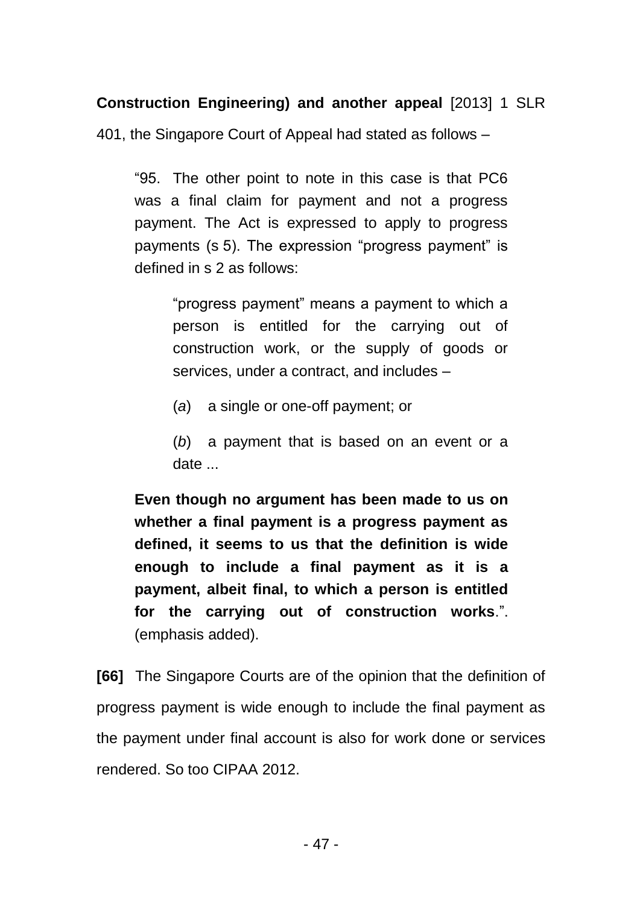**Construction Engineering) and another appeal** [2013] 1 SLR 401, the Singapore Court of Appeal had stated as follows –

> "95. The other point to note in this case is that PC6 was a final claim for payment and not a progress payment. The Act is expressed to apply to progress payments (s 5). The expression "progress payment" is defined in s 2 as follows:
>
> > "progress payment" means a payment to which a person is entitled for the carrying out of construction work, or the supply of goods or services, under a contract, and includes –
> >
> > (*a*) a single or one-off payment; or
> >
> > (*b*) a payment that is based on an event or a date ...
>
> **Even though no argument has been made to us on whether a final payment is a progress payment as defined, it seems to us that the definition is wide enough to include a final payment as it is a payment, albeit final, to which a person is entitled for the carrying out of construction works**.". (emphasis added).

**[66]** The Singapore Courts are of the opinion that the definition of progress payment is wide enough to include the final payment as the payment under final account is also for work done or services rendered. So too CIPAA 2012.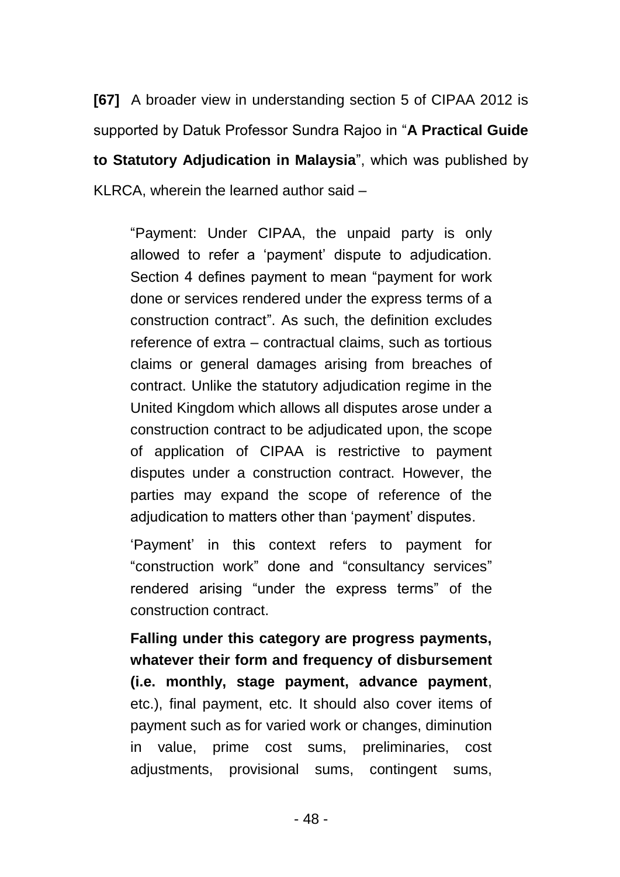**[67]** A broader view in understanding section 5 of CIPAA 2012 is supported by Datuk Professor Sundra Rajoo in "**A Practical Guide to Statutory Adjudication in Malaysia**", which was published by KLRCA, wherein the learned author said –

> "Payment: Under CIPAA, the unpaid party is only allowed to refer a 'payment' dispute to adjudication. Section 4 defines payment to mean "payment for work done or services rendered under the express terms of a construction contract". As such, the definition excludes reference of extra – contractual claims, such as tortious claims or general damages arising from breaches of contract. Unlike the statutory adjudication regime in the United Kingdom which allows all disputes arose under a construction contract to be adjudicated upon, the scope of application of CIPAA is restrictive to payment disputes under a construction contract. However, the parties may expand the scope of reference of the adjudication to matters other than 'payment' disputes.
>
> 'Payment' in this context refers to payment for "construction work" done and "consultancy services" rendered arising "under the express terms" of the construction contract.
>
> **Falling under this category are progress payments, whatever their form and frequency of disbursement (i.e. monthly, stage payment, advance payment**, etc.), final payment, etc. It should also cover items of payment such as for varied work or changes, diminution in value, prime cost sums, preliminaries, cost adjustments, provisional sums, contingent sums,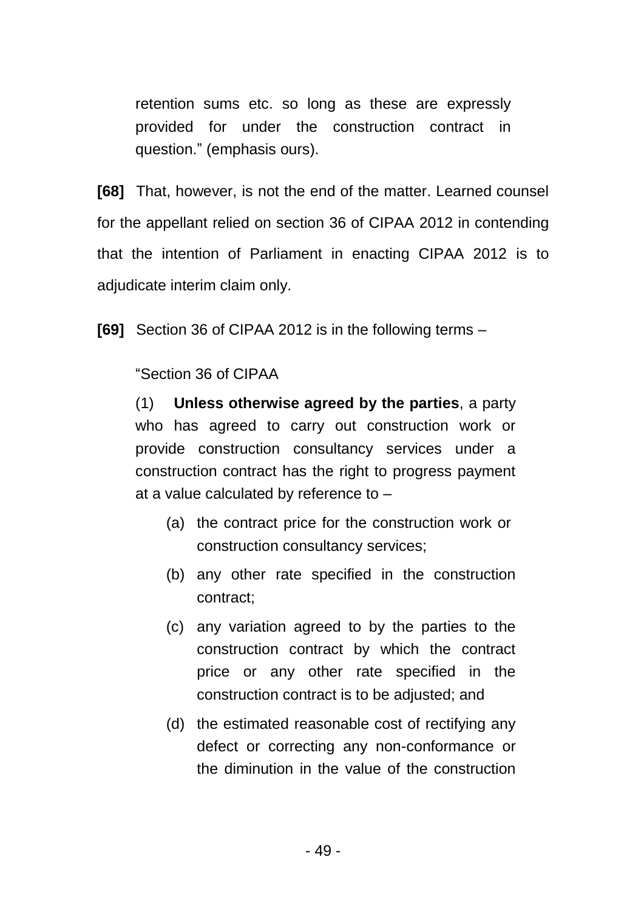> retention sums etc. so long as these are expressly provided for under the construction contract in question." (emphasis ours).

**[68]** That, however, is not the end of the matter. Learned counsel for the appellant relied on section 36 of CIPAA 2012 in contending that the intention of Parliament in enacting CIPAA 2012 is to adjudicate interim claim only.

**[69]** Section 36 of CIPAA 2012 is in the following terms –

> "Section 36 of CIPAA
>
> (1) **Unless otherwise agreed by the parties**, a party who has agreed to carry out construction work or provide construction consultancy services under a construction contract has the right to progress payment at a value calculated by reference to –
>
> (a) the contract price for the construction work or construction consultancy services;
>
> (b) any other rate specified in the construction contract;
>
> (c) any variation agreed to by the parties to the construction contract by which the contract price or any other rate specified in the construction contract is to be adjusted; and
>
> (d) the estimated reasonable cost of rectifying any defect or correcting any non-conformance or the diminution in the value of the construction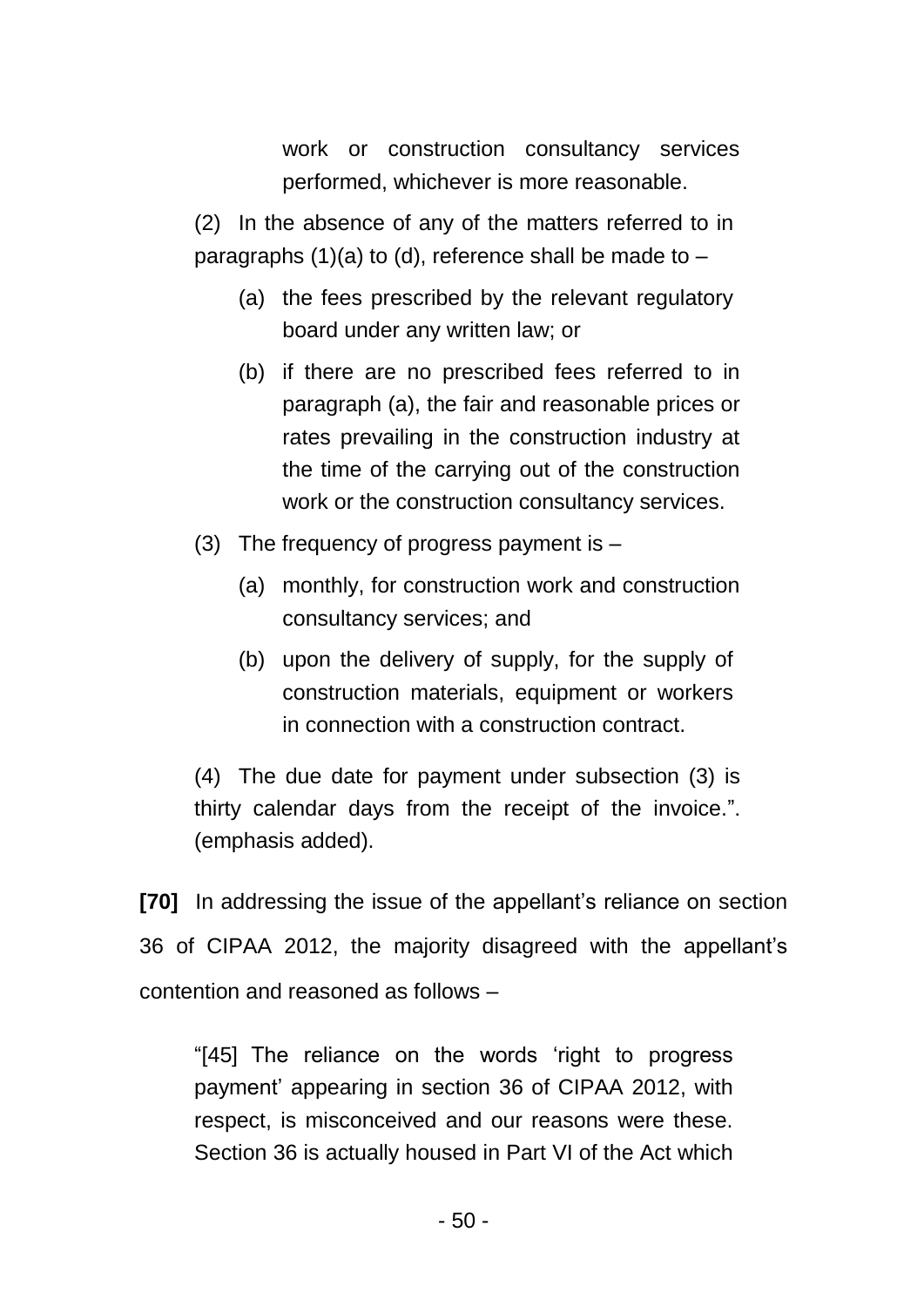work or construction consultancy services performed, whichever is more reasonable.

(2) In the absence of any of the matters referred to in paragraphs (1)(a) to (d), reference shall be made to –

(a) the fees prescribed by the relevant regulatory board under any written law; or

(b) if there are no prescribed fees referred to in paragraph (a), the fair and reasonable prices or rates prevailing in the construction industry at the time of the carrying out of the construction work or the construction consultancy services.

(3) The frequency of progress payment is –

(a) monthly, for construction work and construction consultancy services; and

(b) upon the delivery of supply, for the supply of construction materials, equipment or workers in connection with a construction contract.

(4) The due date for payment under subsection (3) is thirty calendar days from the receipt of the invoice.". (emphasis added).

**[70]** In addressing the issue of the appellant's reliance on section 36 of CIPAA 2012, the majority disagreed with the appellant's contention and reasoned as follows –

"[45] The reliance on the words 'right to progress payment' appearing in section 36 of CIPAA 2012, with respect, is misconceived and our reasons were these. Section 36 is actually housed in Part VI of the Act which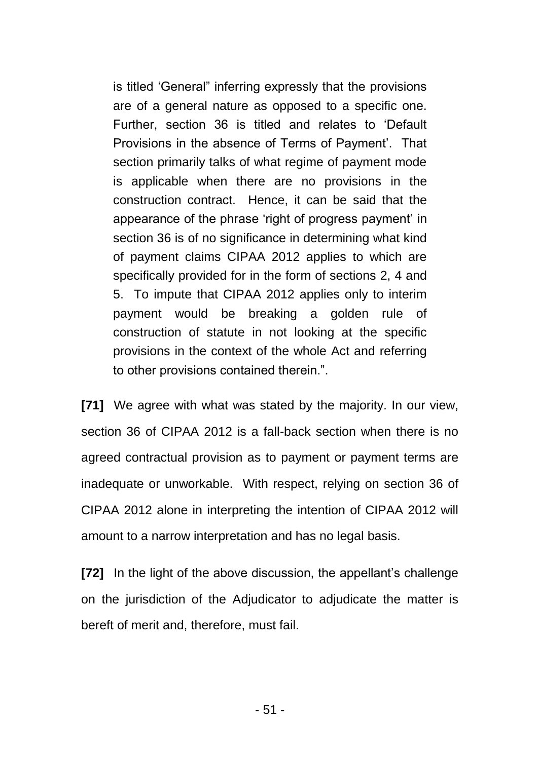is titled 'General" inferring expressly that the provisions are of a general nature as opposed to a specific one. Further, section 36 is titled and relates to 'Default Provisions in the absence of Terms of Payment'. That section primarily talks of what regime of payment mode is applicable when there are no provisions in the construction contract. Hence, it can be said that the appearance of the phrase 'right of progress payment' in section 36 is of no significance in determining what kind of payment claims CIPAA 2012 applies to which are specifically provided for in the form of sections 2, 4 and 5. To impute that CIPAA 2012 applies only to interim payment would be breaking a golden rule of construction of statute in not looking at the specific provisions in the context of the whole Act and referring to other provisions contained therein.".

**[71]** We agree with what was stated by the majority. In our view, section 36 of CIPAA 2012 is a fall-back section when there is no agreed contractual provision as to payment or payment terms are inadequate or unworkable. With respect, relying on section 36 of CIPAA 2012 alone in interpreting the intention of CIPAA 2012 will amount to a narrow interpretation and has no legal basis.

**[72]** In the light of the above discussion, the appellant's challenge on the jurisdiction of the Adjudicator to adjudicate the matter is bereft of merit and, therefore, must fail.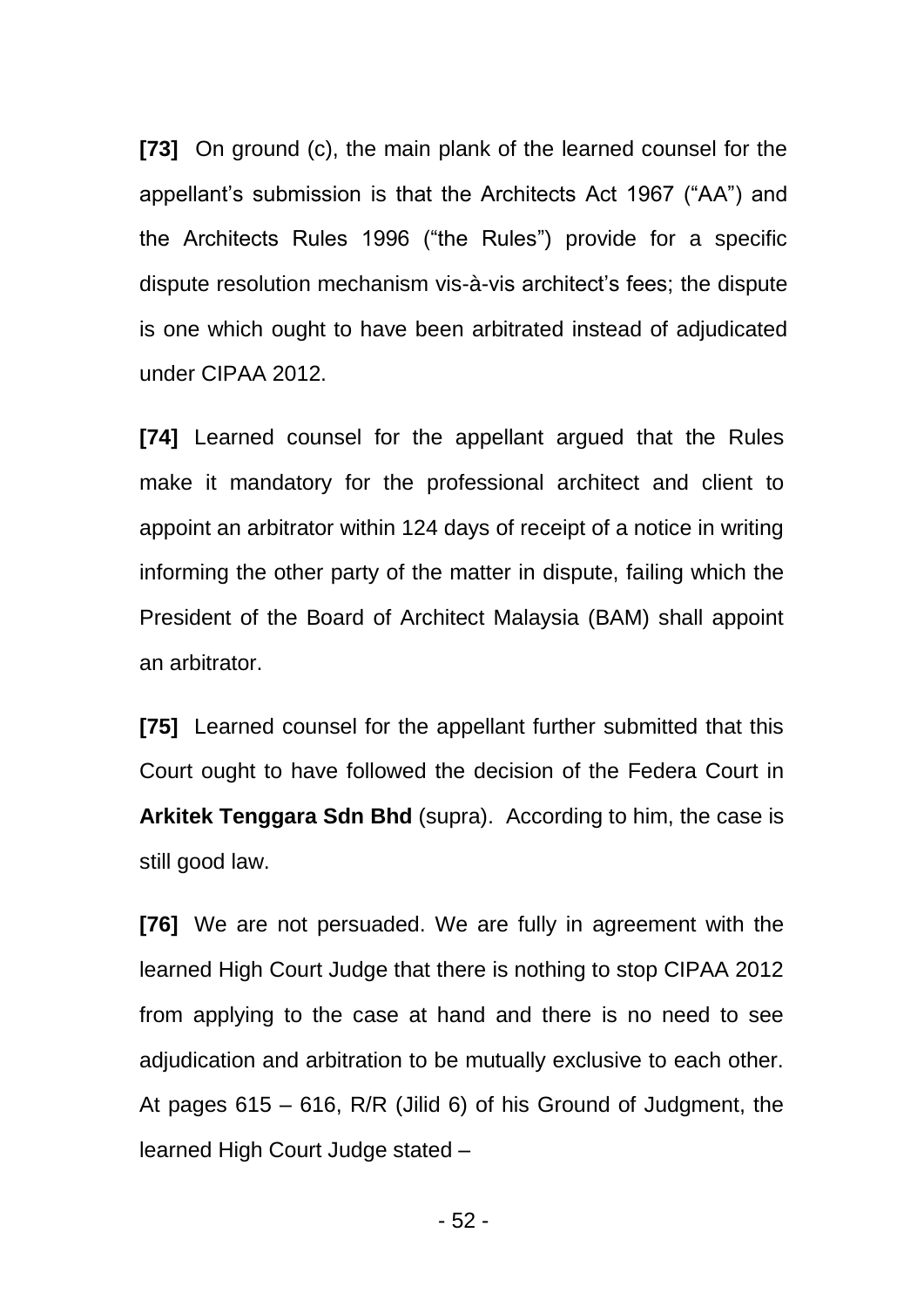**[73]** On ground (c), the main plank of the learned counsel for the appellant's submission is that the Architects Act 1967 ("AA") and the Architects Rules 1996 ("the Rules") provide for a specific dispute resolution mechanism vis-à-vis architect's fees; the dispute is one which ought to have been arbitrated instead of adjudicated under CIPAA 2012.

**[74]** Learned counsel for the appellant argued that the Rules make it mandatory for the professional architect and client to appoint an arbitrator within 124 days of receipt of a notice in writing informing the other party of the matter in dispute, failing which the President of the Board of Architect Malaysia (BAM) shall appoint an arbitrator.

**[75]** Learned counsel for the appellant further submitted that this Court ought to have followed the decision of the Federa Court in **Arkitek Tenggara Sdn Bhd** (supra). According to him, the case is still good law.

**[76]** We are not persuaded. We are fully in agreement with the learned High Court Judge that there is nothing to stop CIPAA 2012 from applying to the case at hand and there is no need to see adjudication and arbitration to be mutually exclusive to each other. At pages 615 – 616, R/R (Jilid 6) of his Ground of Judgment, the learned High Court Judge stated –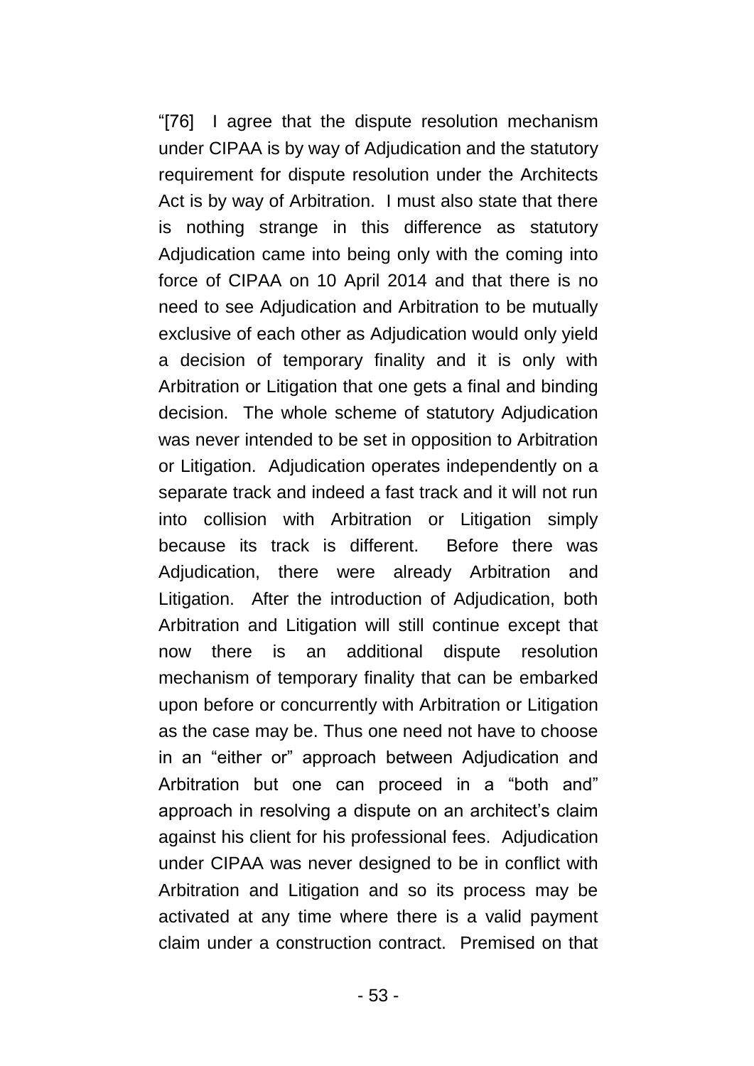"[76] I agree that the dispute resolution mechanism under CIPAA is by way of Adjudication and the statutory requirement for dispute resolution under the Architects Act is by way of Arbitration. I must also state that there is nothing strange in this difference as statutory Adjudication came into being only with the coming into force of CIPAA on 10 April 2014 and that there is no need to see Adjudication and Arbitration to be mutually exclusive of each other as Adjudication would only yield a decision of temporary finality and it is only with Arbitration or Litigation that one gets a final and binding decision. The whole scheme of statutory Adjudication was never intended to be set in opposition to Arbitration or Litigation. Adjudication operates independently on a separate track and indeed a fast track and it will not run into collision with Arbitration or Litigation simply because its track is different. Before there was Adjudication, there were already Arbitration and Litigation. After the introduction of Adjudication, both Arbitration and Litigation will still continue except that now there is an additional dispute resolution mechanism of temporary finality that can be embarked upon before or concurrently with Arbitration or Litigation as the case may be. Thus one need not have to choose in an "either or" approach between Adjudication and Arbitration but one can proceed in a "both and" approach in resolving a dispute on an architect's claim against his client for his professional fees. Adjudication under CIPAA was never designed to be in conflict with Arbitration and Litigation and so its process may be activated at any time where there is a valid payment claim under a construction contract. Premised on that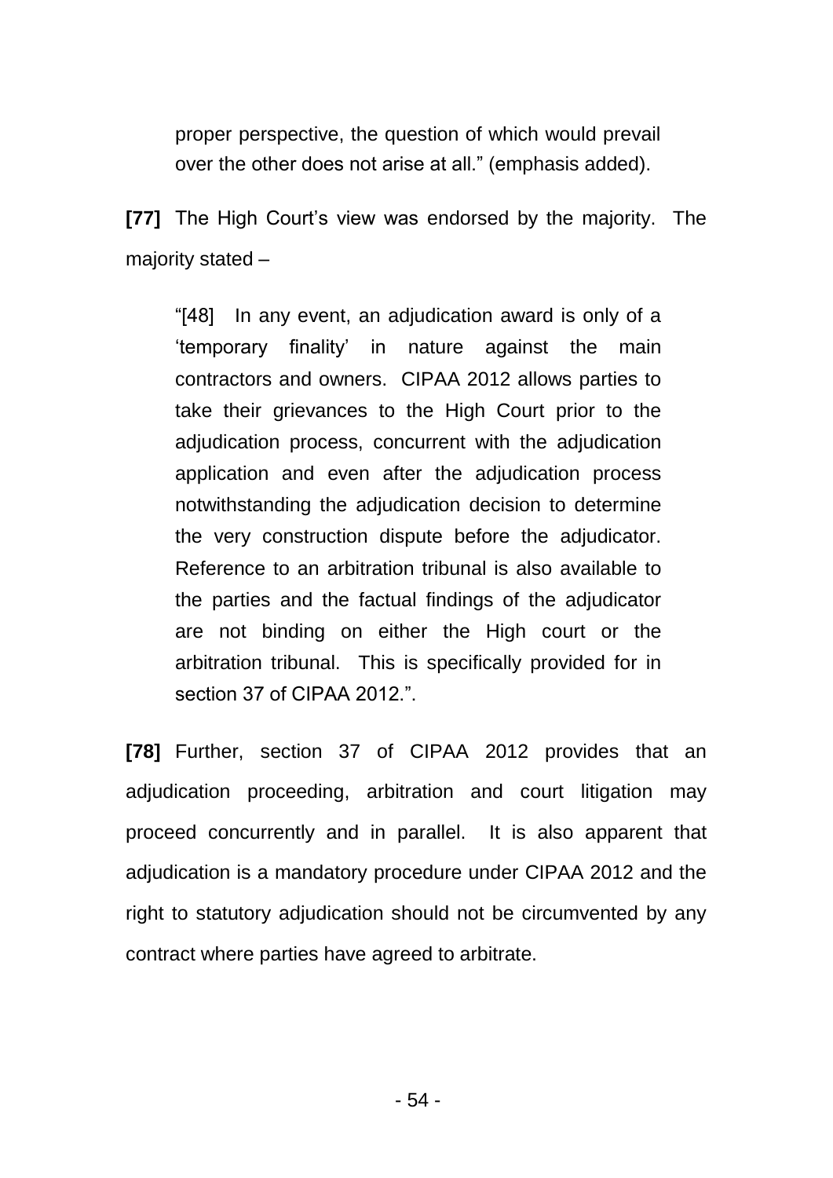> proper perspective, the question of which would prevail over the other does not arise at all." (emphasis added).

**[77]** The High Court's view was endorsed by the majority. The majority stated –

> "[48] In any event, an adjudication award is only of a 'temporary finality' in nature against the main contractors and owners. CIPAA 2012 allows parties to take their grievances to the High Court prior to the adjudication process, concurrent with the adjudication application and even after the adjudication process notwithstanding the adjudication decision to determine the very construction dispute before the adjudicator. Reference to an arbitration tribunal is also available to the parties and the factual findings of the adjudicator are not binding on either the High court or the arbitration tribunal. This is specifically provided for in section 37 of CIPAA 2012.".

**[78]** Further, section 37 of CIPAA 2012 provides that an adjudication proceeding, arbitration and court litigation may proceed concurrently and in parallel. It is also apparent that adjudication is a mandatory procedure under CIPAA 2012 and the right to statutory adjudication should not be circumvented by any contract where parties have agreed to arbitrate.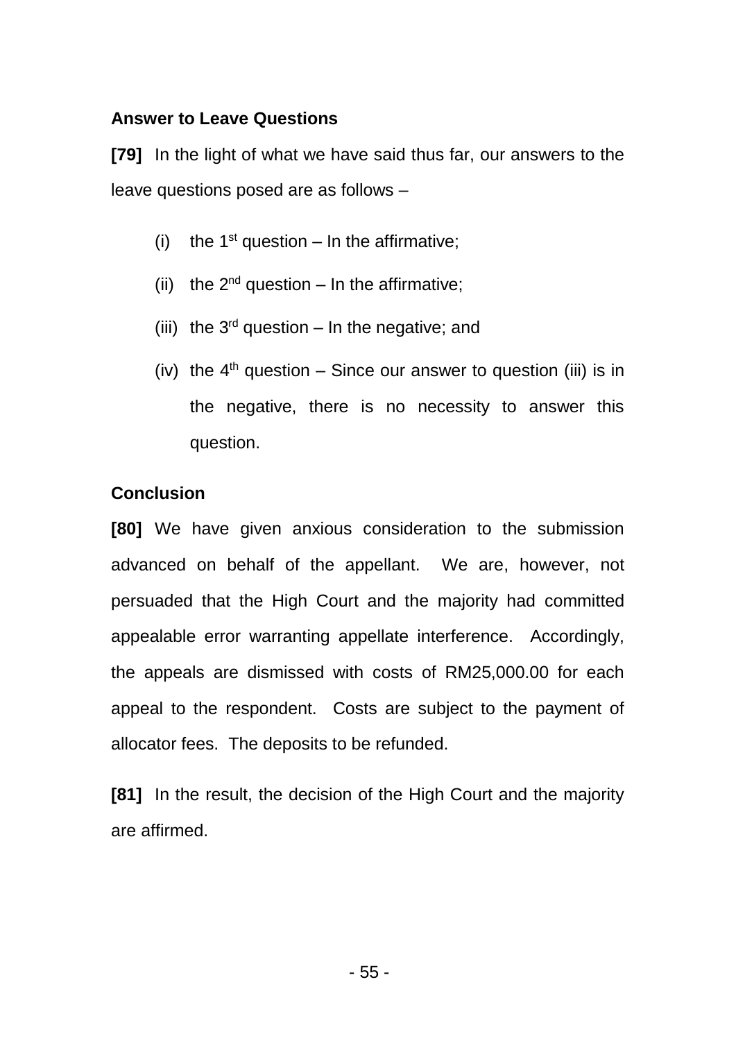**Answer to Leave Questions**

**[79]** In the light of what we have said thus far, our answers to the leave questions posed are as follows –

(i) the 1st question – In the affirmative;

(ii) the 2nd question – In the affirmative;

(iii) the 3rd question – In the negative; and

(iv) the 4th question – Since our answer to question (iii) is in the negative, there is no necessity to answer this question.

**Conclusion**

**[80]** We have given anxious consideration to the submission advanced on behalf of the appellant. We are, however, not persuaded that the High Court and the majority had committed appealable error warranting appellate interference. Accordingly, the appeals are dismissed with costs of RM25,000.00 for each appeal to the respondent. Costs are subject to the payment of allocator fees. The deposits to be refunded.

**[81]** In the result, the decision of the High Court and the majority are affirmed.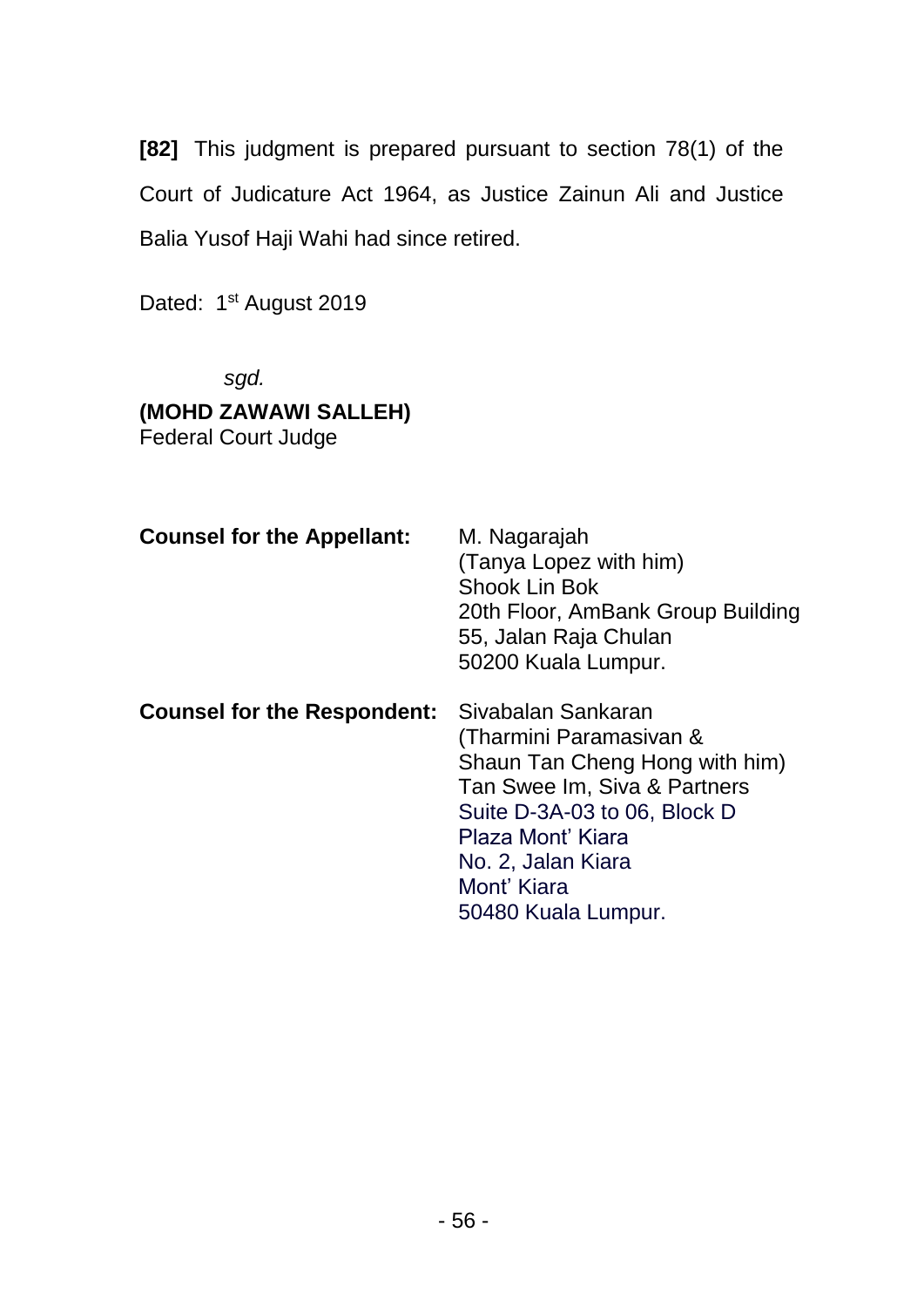**[82]** This judgment is prepared pursuant to section 78(1) of the Court of Judicature Act 1964, as Justice Zainun Ali and Justice Balia Yusof Haji Wahi had since retired.

Dated: 1st August 2019

*sgd.*

**(MOHD ZAWAWI SALLEH)**
Federal Court Judge

| | |
|---|---|
| **Counsel for the Appellant:** | M. Nagarajah<br>(Tanya Lopez with him)<br>Shook Lin Bok<br>20th Floor, AmBank Group Building<br>55, Jalan Raja Chulan<br>50200 Kuala Lumpur. |
| **Counsel for the Respondent:** | Sivabalan Sankaran<br>(Tharmini Paramasivan &<br>Shaun Tan Cheng Hong with him)<br>Tan Swee Im, Siva & Partners<br>Suite D-3A-03 to 06, Block D<br>Plaza Mont' Kiara<br>No. 2, Jalan Kiara<br>Mont' Kiara<br>50480 Kuala Lumpur. |